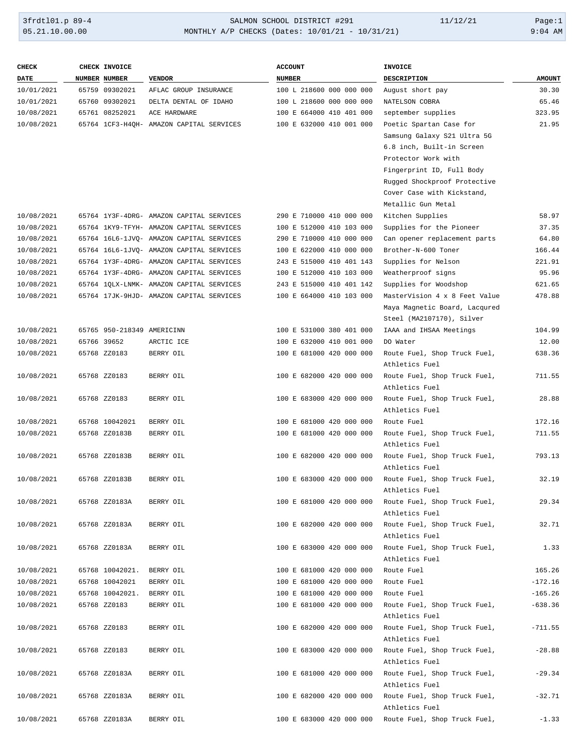SALMON SCHOOL DISTRICT #291

MONTHLY A/P CHECKS (Dates: 10/01/21 - 10/31/21)

3frdtl01.p 89-4 | 05.21.10.00.00 | 11/12/21 | 9:04 AM

| CHECK DATE | CHECK NUMBER | INVOICE NUMBER | VENDOR | ACCOUNT NUMBER | INVOICE DESCRIPTION | AMOUNT |
|---|---|---|---|---|---|---|
| 10/01/2021 | 65759 | 09302021 | AFLAC GROUP INSURANCE | 100 L 218600 000 000 000 | August short pay | 30.30 |
| 10/01/2021 | 65760 | 09302021 | DELTA DENTAL OF IDAHO | 100 L 218600 000 000 000 | NATELSON COBRA | 65.46 |
| 10/08/2021 | 65761 | 08252021 | ACE HARDWARE | 100 E 664000 410 401 000 | september supplies | 323.95 |
| 10/08/2021 | 65764 | 1CF3-H4QH- | AMAZON CAPITAL SERVICES | 100 E 632000 410 001 000 | Poetic Spartan Case for Samsung Galaxy S21 Ultra 5G 6.8 inch, Built-in Screen Protector Work with Fingerprint ID, Full Body Rugged Shockproof Protective Cover Case with Kickstand, Metallic Gun Metal | 21.95 |
| 10/08/2021 | 65764 | 1Y3F-4DRG- | AMAZON CAPITAL SERVICES | 290 E 710000 410 000 000 | Kitchen Supplies | 58.97 |
| 10/08/2021 | 65764 | 1KY9-TFYH- | AMAZON CAPITAL SERVICES | 100 E 512000 410 103 000 | Supplies for the Pioneer | 37.35 |
| 10/08/2021 | 65764 | 16L6-1JVQ- | AMAZON CAPITAL SERVICES | 290 E 710000 410 000 000 | Can opener replacement parts | 64.80 |
| 10/08/2021 | 65764 | 16L6-1JVQ- | AMAZON CAPITAL SERVICES | 100 E 622000 410 000 000 | Brother-N-600 Toner | 166.44 |
| 10/08/2021 | 65764 | 1Y3F-4DRG- | AMAZON CAPITAL SERVICES | 243 E 515000 410 401 143 | Supplies for Nelson | 221.91 |
| 10/08/2021 | 65764 | 1Y3F-4DRG- | AMAZON CAPITAL SERVICES | 100 E 512000 410 103 000 | Weatherproof signs | 95.96 |
| 10/08/2021 | 65764 | 1QLX-LNMK- | AMAZON CAPITAL SERVICES | 243 E 515000 410 401 142 | Supplies for Woodshop | 621.65 |
| 10/08/2021 | 65764 | 17JK-9HJD- | AMAZON CAPITAL SERVICES | 100 E 664000 410 103 000 | MasterVision 4 x 8 Feet Value Maya Magnetic Board, Lacqured Steel (MA2107170), Silver | 478.88 |
| 10/08/2021 | 65765 | 950-218349 | AMERICINN | 100 E 531000 380 401 000 | IAAA and IHSAA Meetings | 104.99 |
| 10/08/2021 | 65766 | 39652 | ARCTIC ICE | 100 E 632000 410 001 000 | DO Water | 12.00 |
| 10/08/2021 | 65768 | ZZ0183 | BERRY OIL | 100 E 681000 420 000 000 | Route Fuel, Shop Truck Fuel, Athletics Fuel | 638.36 |
| 10/08/2021 | 65768 | ZZ0183 | BERRY OIL | 100 E 682000 420 000 000 | Route Fuel, Shop Truck Fuel, Athletics Fuel | 711.55 |
| 10/08/2021 | 65768 | ZZ0183 | BERRY OIL | 100 E 683000 420 000 000 | Route Fuel, Shop Truck Fuel, Athletics Fuel | 28.88 |
| 10/08/2021 | 65768 | 10042021 | BERRY OIL | 100 E 681000 420 000 000 | Route Fuel | 172.16 |
| 10/08/2021 | 65768 | ZZ0183B | BERRY OIL | 100 E 681000 420 000 000 | Route Fuel, Shop Truck Fuel, Athletics Fuel | 711.55 |
| 10/08/2021 | 65768 | ZZ0183B | BERRY OIL | 100 E 682000 420 000 000 | Route Fuel, Shop Truck Fuel, Athletics Fuel | 793.13 |
| 10/08/2021 | 65768 | ZZ0183B | BERRY OIL | 100 E 683000 420 000 000 | Route Fuel, Shop Truck Fuel, Athletics Fuel | 32.19 |
| 10/08/2021 | 65768 | ZZ0183A | BERRY OIL | 100 E 681000 420 000 000 | Route Fuel, Shop Truck Fuel, Athletics Fuel | 29.34 |
| 10/08/2021 | 65768 | ZZ0183A | BERRY OIL | 100 E 682000 420 000 000 | Route Fuel, Shop Truck Fuel, Athletics Fuel | 32.71 |
| 10/08/2021 | 65768 | ZZ0183A | BERRY OIL | 100 E 683000 420 000 000 | Route Fuel, Shop Truck Fuel, Athletics Fuel | 1.33 |
| 10/08/2021 | 65768 | 10042021. | BERRY OIL | 100 E 681000 420 000 000 | Route Fuel | 165.26 |
| 10/08/2021 | 65768 | 10042021 | BERRY OIL | 100 E 681000 420 000 000 | Route Fuel | -172.16 |
| 10/08/2021 | 65768 | 10042021. | BERRY OIL | 100 E 681000 420 000 000 | Route Fuel | -165.26 |
| 10/08/2021 | 65768 | ZZ0183 | BERRY OIL | 100 E 681000 420 000 000 | Route Fuel, Shop Truck Fuel, Athletics Fuel | -638.36 |
| 10/08/2021 | 65768 | ZZ0183 | BERRY OIL | 100 E 682000 420 000 000 | Route Fuel, Shop Truck Fuel, Athletics Fuel | -711.55 |
| 10/08/2021 | 65768 | ZZ0183 | BERRY OIL | 100 E 683000 420 000 000 | Route Fuel, Shop Truck Fuel, Athletics Fuel | -28.88 |
| 10/08/2021 | 65768 | ZZ0183A | BERRY OIL | 100 E 681000 420 000 000 | Route Fuel, Shop Truck Fuel, Athletics Fuel | -29.34 |
| 10/08/2021 | 65768 | ZZ0183A | BERRY OIL | 100 E 682000 420 000 000 | Route Fuel, Shop Truck Fuel, Athletics Fuel | -32.71 |
| 10/08/2021 | 65768 | ZZ0183A | BERRY OIL | 100 E 683000 420 000 000 | Route Fuel, Shop Truck Fuel, | -1.33 |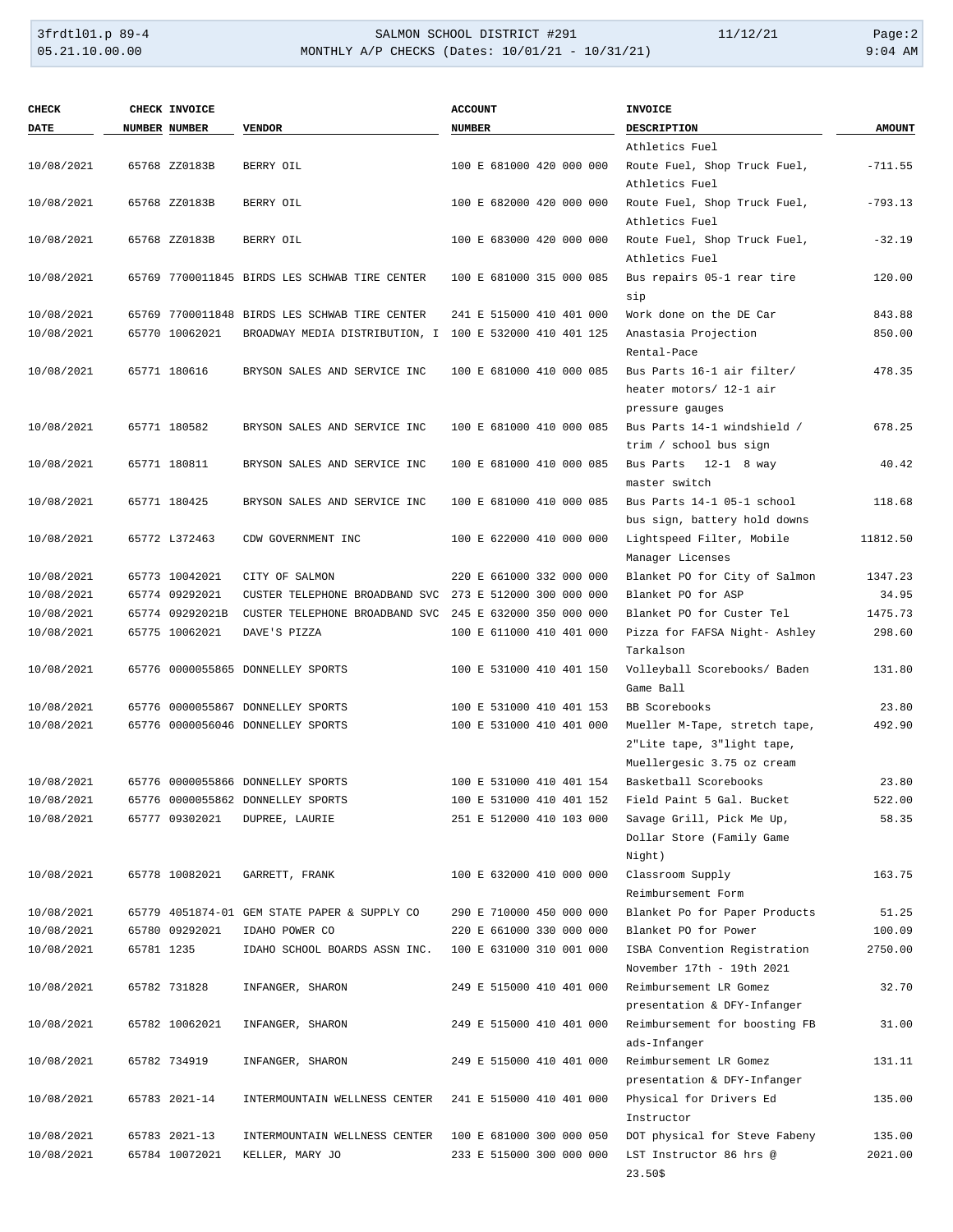| CHECK DATE | CHECK NUMBER | INVOICE NUMBER | VENDOR | ACCOUNT NUMBER | INVOICE DESCRIPTION | AMOUNT |
|---|---|---|---|---|---|---|
| | | | | | Athletics Fuel | |
| 10/08/2021 | 65768 | ZZ0183B | BERRY OIL | 100 E 681000 420 000 000 | Route Fuel, Shop Truck Fuel, Athletics Fuel | -711.55 |
| 10/08/2021 | 65768 | ZZ0183B | BERRY OIL | 100 E 682000 420 000 000 | Route Fuel, Shop Truck Fuel, Athletics Fuel | -793.13 |
| 10/08/2021 | 65768 | ZZ0183B | BERRY OIL | 100 E 683000 420 000 000 | Route Fuel, Shop Truck Fuel, Athletics Fuel | -32.19 |
| 10/08/2021 | 65769 | 7700011845 | BIRDS LES SCHWAB TIRE CENTER | 100 E 681000 315 000 085 | Bus repairs 05-1 rear tire sip | 120.00 |
| 10/08/2021 | 65769 | 7700011848 | BIRDS LES SCHWAB TIRE CENTER | 241 E 515000 410 401 000 | Work done on the DE Car | 843.88 |
| 10/08/2021 | 65770 | 10062021 | BROADWAY MEDIA DISTRIBUTION, I | 100 E 532000 410 401 125 | Anastasia Projection Rental-Pace | 850.00 |
| 10/08/2021 | 65771 | 180616 | BRYSON SALES AND SERVICE INC | 100 E 681000 410 000 085 | Bus Parts 16-1 air filter/ heater motors/ 12-1 air pressure gauges | 478.35 |
| 10/08/2021 | 65771 | 180582 | BRYSON SALES AND SERVICE INC | 100 E 681000 410 000 085 | Bus Parts 14-1 windshield / trim / school bus sign | 678.25 |
| 10/08/2021 | 65771 | 180811 | BRYSON SALES AND SERVICE INC | 100 E 681000 410 000 085 | Bus Parts 12-1 8 way master switch | 40.42 |
| 10/08/2021 | 65771 | 180425 | BRYSON SALES AND SERVICE INC | 100 E 681000 410 000 085 | Bus Parts 14-1 05-1 school bus sign, battery hold downs | 118.68 |
| 10/08/2021 | 65772 | L372463 | CDW GOVERNMENT INC | 100 E 622000 410 000 000 | Lightspeed Filter, Mobile Manager Licenses | 11812.50 |
| 10/08/2021 | 65773 | 10042021 | CITY OF SALMON | 220 E 661000 332 000 000 | Blanket PO for City of Salmon | 1347.23 |
| 10/08/2021 | 65774 | 09292021 | CUSTER TELEPHONE BROADBAND SVC | 273 E 512000 300 000 000 | Blanket PO for ASP | 34.95 |
| 10/08/2021 | 65774 | 09292021B | CUSTER TELEPHONE BROADBAND SVC | 245 E 632000 350 000 000 | Blanket PO for Custer Tel | 1475.73 |
| 10/08/2021 | 65775 | 10062021 | DAVE'S PIZZA | 100 E 611000 410 401 000 | Pizza for FAFSA Night- Ashley Tarkalson | 298.60 |
| 10/08/2021 | 65776 | 0000055865 | DONNELLEY SPORTS | 100 E 531000 410 401 150 | Volleyball Scorebooks/ Baden Game Ball | 131.80 |
| 10/08/2021 | 65776 | 0000055867 | DONNELLEY SPORTS | 100 E 531000 410 401 153 | BB Scorebooks | 23.80 |
| 10/08/2021 | 65776 | 0000056046 | DONNELLEY SPORTS | 100 E 531000 410 401 000 | Mueller M-Tape, stretch tape, 2"Lite tape, 3"light tape, Muellergesic 3.75 oz cream | 492.90 |
| 10/08/2021 | 65776 | 0000055866 | DONNELLEY SPORTS | 100 E 531000 410 401 154 | Basketball Scorebooks | 23.80 |
| 10/08/2021 | 65776 | 0000055862 | DONNELLEY SPORTS | 100 E 531000 410 401 152 | Field Paint 5 Gal. Bucket | 522.00 |
| 10/08/2021 | 65777 | 09302021 | DUPREE, LAURIE | 251 E 512000 410 103 000 | Savage Grill, Pick Me Up, Dollar Store (Family Game Night) | 58.35 |
| 10/08/2021 | 65778 | 10082021 | GARRETT, FRANK | 100 E 632000 410 000 000 | Classroom Supply Reimbursement Form | 163.75 |
| 10/08/2021 | 65779 | 4051874-01 | GEM STATE PAPER & SUPPLY CO | 290 E 710000 450 000 000 | Blanket Po for Paper Products | 51.25 |
| 10/08/2021 | 65780 | 09292021 | IDAHO POWER CO | 220 E 661000 330 000 000 | Blanket PO for Power | 100.09 |
| 10/08/2021 | 65781 | 1235 | IDAHO SCHOOL BOARDS ASSN INC. | 100 E 631000 310 001 000 | ISBA Convention Registration November 17th - 19th 2021 | 2750.00 |
| 10/08/2021 | 65782 | 731828 | INFANGER, SHARON | 249 E 515000 410 401 000 | Reimbursement LR Gomez presentation & DFY-Infanger | 32.70 |
| 10/08/2021 | 65782 | 10062021 | INFANGER, SHARON | 249 E 515000 410 401 000 | Reimbursement for boosting FB ads-Infanger | 31.00 |
| 10/08/2021 | 65782 | 734919 | INFANGER, SHARON | 249 E 515000 410 401 000 | Reimbursement LR Gomez presentation & DFY-Infanger | 131.11 |
| 10/08/2021 | 65783 | 2021-14 | INTERMOUNTAIN WELLNESS CENTER | 241 E 515000 410 401 000 | Physical for Drivers Ed Instructor | 135.00 |
| 10/08/2021 | 65783 | 2021-13 | INTERMOUNTAIN WELLNESS CENTER | 100 E 681000 300 000 050 | DOT physical for Steve Fabeny | 135.00 |
| 10/08/2021 | 65784 | 10072021 | KELLER, MARY JO | 233 E 515000 300 000 000 | LST Instructor 86 hrs @ 23.50$ | 2021.00 |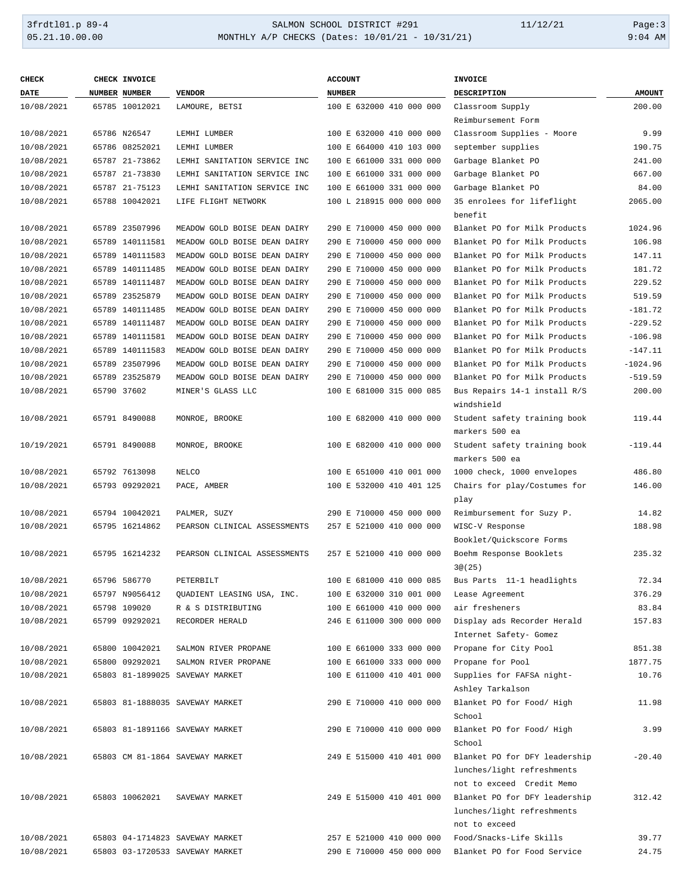| CHECK DATE | CHECK NUMBER | INVOICE NUMBER | VENDOR | ACCOUNT NUMBER | INVOICE DESCRIPTION | AMOUNT |
|---|---|---|---|---|---|---|
| 10/08/2021 | 65785 | 10012021 | LAMOURE, BETSI | 100 E 632000 410 000 000 | Classroom Supply Reimbursement Form | 200.00 |
| 10/08/2021 | 65786 | N26547 | LEMHI LUMBER | 100 E 632000 410 000 000 | Classroom Supplies - Moore | 9.99 |
| 10/08/2021 | 65786 | 08252021 | LEMHI LUMBER | 100 E 664000 410 103 000 | september supplies | 190.75 |
| 10/08/2021 | 65787 | 21-73862 | LEMHI SANITATION SERVICE INC | 100 E 661000 331 000 000 | Garbage Blanket PO | 241.00 |
| 10/08/2021 | 65787 | 21-73830 | LEMHI SANITATION SERVICE INC | 100 E 661000 331 000 000 | Garbage Blanket PO | 667.00 |
| 10/08/2021 | 65787 | 21-75123 | LEMHI SANITATION SERVICE INC | 100 E 661000 331 000 000 | Garbage Blanket PO | 84.00 |
| 10/08/2021 | 65788 | 10042021 | LIFE FLIGHT NETWORK | 100 L 218915 000 000 000 | 35 enrolees for lifeflight benefit | 2065.00 |
| 10/08/2021 | 65789 | 23507996 | MEADOW GOLD BOISE DEAN DAIRY | 290 E 710000 450 000 000 | Blanket PO for Milk Products | 1024.96 |
| 10/08/2021 | 65789 | 140111581 | MEADOW GOLD BOISE DEAN DAIRY | 290 E 710000 450 000 000 | Blanket PO for Milk Products | 106.98 |
| 10/08/2021 | 65789 | 140111583 | MEADOW GOLD BOISE DEAN DAIRY | 290 E 710000 450 000 000 | Blanket PO for Milk Products | 147.11 |
| 10/08/2021 | 65789 | 140111485 | MEADOW GOLD BOISE DEAN DAIRY | 290 E 710000 450 000 000 | Blanket PO for Milk Products | 181.72 |
| 10/08/2021 | 65789 | 140111487 | MEADOW GOLD BOISE DEAN DAIRY | 290 E 710000 450 000 000 | Blanket PO for Milk Products | 229.52 |
| 10/08/2021 | 65789 | 23525879 | MEADOW GOLD BOISE DEAN DAIRY | 290 E 710000 450 000 000 | Blanket PO for Milk Products | 519.59 |
| 10/08/2021 | 65789 | 140111485 | MEADOW GOLD BOISE DEAN DAIRY | 290 E 710000 450 000 000 | Blanket PO for Milk Products | -181.72 |
| 10/08/2021 | 65789 | 140111487 | MEADOW GOLD BOISE DEAN DAIRY | 290 E 710000 450 000 000 | Blanket PO for Milk Products | -229.52 |
| 10/08/2021 | 65789 | 140111581 | MEADOW GOLD BOISE DEAN DAIRY | 290 E 710000 450 000 000 | Blanket PO for Milk Products | -106.98 |
| 10/08/2021 | 65789 | 140111583 | MEADOW GOLD BOISE DEAN DAIRY | 290 E 710000 450 000 000 | Blanket PO for Milk Products | -147.11 |
| 10/08/2021 | 65789 | 23507996 | MEADOW GOLD BOISE DEAN DAIRY | 290 E 710000 450 000 000 | Blanket PO for Milk Products | -1024.96 |
| 10/08/2021 | 65789 | 23525879 | MEADOW GOLD BOISE DEAN DAIRY | 290 E 710000 450 000 000 | Blanket PO for Milk Products | -519.59 |
| 10/08/2021 | 65790 | 37602 | MINER'S GLASS LLC | 100 E 681000 315 000 085 | Bus Repairs 14-1 install R/S windshield | 200.00 |
| 10/08/2021 | 65791 | 8490088 | MONROE, BROOKE | 100 E 682000 410 000 000 | Student safety training book markers 500 ea | 119.44 |
| 10/19/2021 | 65791 | 8490088 | MONROE, BROOKE | 100 E 682000 410 000 000 | Student safety training book markers 500 ea | -119.44 |
| 10/08/2021 | 65792 | 7613098 | NELCO | 100 E 651000 410 001 000 | 1000 check, 1000 envelopes | 486.80 |
| 10/08/2021 | 65793 | 09292021 | PACE, AMBER | 100 E 532000 410 401 125 | Chairs for play/Costumes for play | 146.00 |
| 10/08/2021 | 65794 | 10042021 | PALMER, SUZY | 290 E 710000 450 000 000 | Reimbursement for Suzy P. | 14.82 |
| 10/08/2021 | 65795 | 16214862 | PEARSON CLINICAL ASSESSMENTS | 257 E 521000 410 000 000 | WISC-V Response Booklet/Quickscore Forms | 188.98 |
| 10/08/2021 | 65795 | 16214232 | PEARSON CLINICAL ASSESSMENTS | 257 E 521000 410 000 000 | Boehm Response Booklets 3@(25) | 235.32 |
| 10/08/2021 | 65796 | 586770 | PETERBILT | 100 E 681000 410 000 085 | Bus Parts 11-1 headlights | 72.34 |
| 10/08/2021 | 65797 | N9056412 | QUADIENT LEASING USA, INC. | 100 E 632000 310 001 000 | Lease Agreement | 376.29 |
| 10/08/2021 | 65798 | 109020 | R & S DISTRIBUTING | 100 E 661000 410 000 000 | air fresheners | 83.84 |
| 10/08/2021 | 65799 | 09292021 | RECORDER HERALD | 246 E 611000 300 000 000 | Display ads Recorder Herald Internet Safety- Gomez | 157.83 |
| 10/08/2021 | 65800 | 10042021 | SALMON RIVER PROPANE | 100 E 661000 333 000 000 | Propane for City Pool | 851.38 |
| 10/08/2021 | 65800 | 09292021 | SALMON RIVER PROPANE | 100 E 661000 333 000 000 | Propane for Pool | 1877.75 |
| 10/08/2021 | 65803 | 81-1899025 | SAVEWAY MARKET | 100 E 611000 410 401 000 | Supplies for FAFSA night- Ashley Tarkalson | 10.76 |
| 10/08/2021 | 65803 | 81-1888035 | SAVEWAY MARKET | 290 E 710000 410 000 000 | Blanket PO for Food/ High School | 11.98 |
| 10/08/2021 | 65803 | 81-1891166 | SAVEWAY MARKET | 290 E 710000 410 000 000 | Blanket PO for Food/ High School | 3.99 |
| 10/08/2021 | 65803 | CM 81-1864 | SAVEWAY MARKET | 249 E 515000 410 401 000 | Blanket PO for DFY leadership lunches/light refreshments not to exceed Credit Memo | -20.40 |
| 10/08/2021 | 65803 | 10062021 | SAVEWAY MARKET | 249 E 515000 410 401 000 | Blanket PO for DFY leadership lunches/light refreshments not to exceed | 312.42 |
| 10/08/2021 | 65803 | 04-1714823 | SAVEWAY MARKET | 257 E 521000 410 000 000 | Food/Snacks-Life Skills | 39.77 |
| 10/08/2021 | 65803 | 03-1720533 | SAVEWAY MARKET | 290 E 710000 450 000 000 | Blanket PO for Food Service | 24.75 |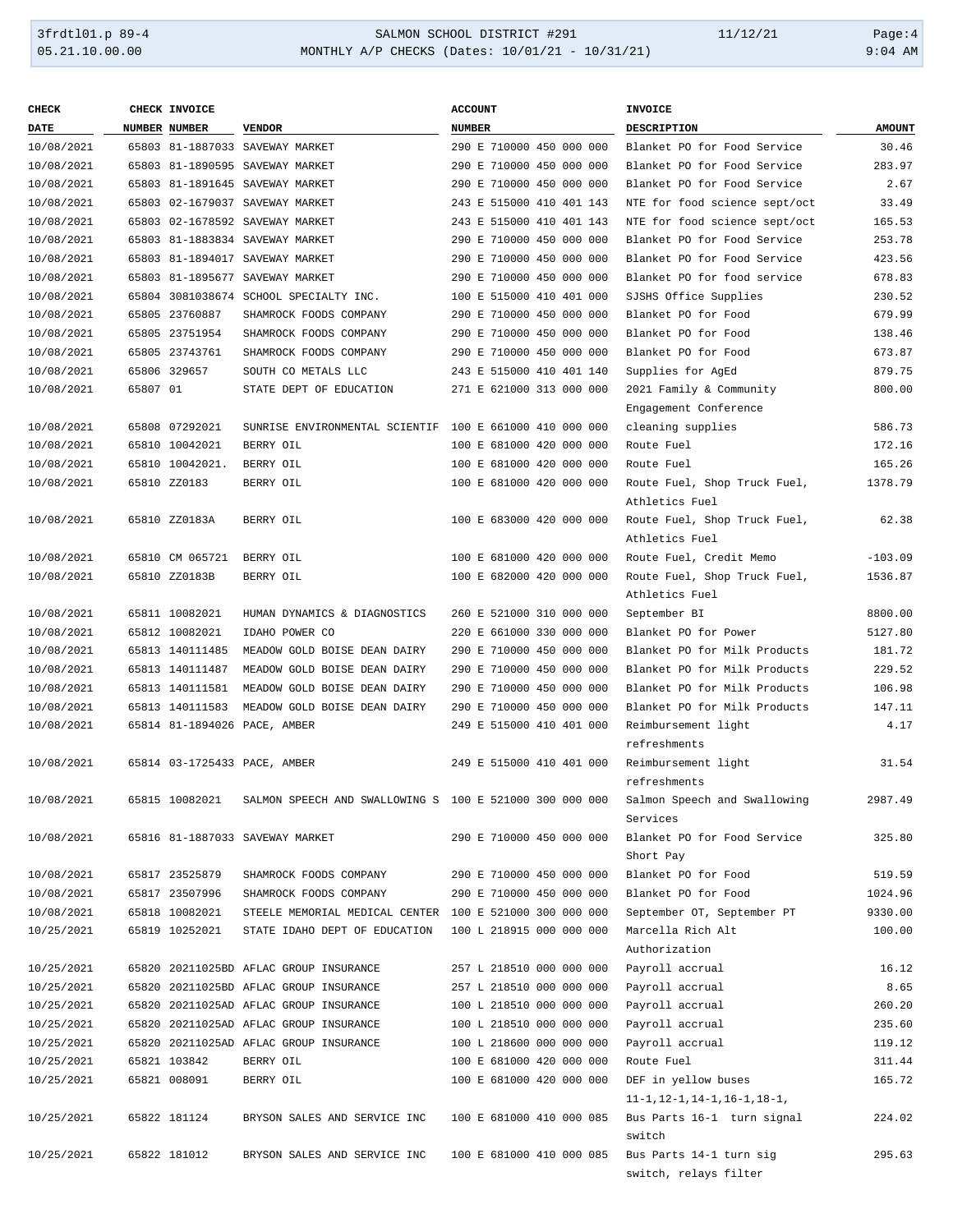| CHECK DATE | CHECK NUMBER | INVOICE NUMBER | VENDOR | ACCOUNT NUMBER | INVOICE DESCRIPTION | AMOUNT |
|---|---|---|---|---|---|---|
| 10/08/2021 | 65803 | 81-1887033 | SAVEWAY MARKET | 290 E 710000 450 000 000 | Blanket PO for Food Service | 30.46 |
| 10/08/2021 | 65803 | 81-1890595 | SAVEWAY MARKET | 290 E 710000 450 000 000 | Blanket PO for Food Service | 283.97 |
| 10/08/2021 | 65803 | 81-1891645 | SAVEWAY MARKET | 290 E 710000 450 000 000 | Blanket PO for Food Service | 2.67 |
| 10/08/2021 | 65803 | 02-1679037 | SAVEWAY MARKET | 243 E 515000 410 401 143 | NTE for food science sept/oct | 33.49 |
| 10/08/2021 | 65803 | 02-1678592 | SAVEWAY MARKET | 243 E 515000 410 401 143 | NTE for food science sept/oct | 165.53 |
| 10/08/2021 | 65803 | 81-1883834 | SAVEWAY MARKET | 290 E 710000 450 000 000 | Blanket PO for Food Service | 253.78 |
| 10/08/2021 | 65803 | 81-1894017 | SAVEWAY MARKET | 290 E 710000 450 000 000 | Blanket PO for Food Service | 423.56 |
| 10/08/2021 | 65803 | 81-1895677 | SAVEWAY MARKET | 290 E 710000 450 000 000 | Blanket PO for food service | 678.83 |
| 10/08/2021 | 65804 | 3081038674 | SCHOOL SPECIALTY INC. | 100 E 515000 410 401 000 | SJSHS Office Supplies | 230.52 |
| 10/08/2021 | 65805 | 23760887 | SHAMROCK FOODS COMPANY | 290 E 710000 450 000 000 | Blanket PO for Food | 679.99 |
| 10/08/2021 | 65805 | 23751954 | SHAMROCK FOODS COMPANY | 290 E 710000 450 000 000 | Blanket PO for Food | 138.46 |
| 10/08/2021 | 65805 | 23743761 | SHAMROCK FOODS COMPANY | 290 E 710000 450 000 000 | Blanket PO for Food | 673.87 |
| 10/08/2021 | 65806 | 329657 | SOUTH CO METALS LLC | 243 E 515000 410 401 140 | Supplies for AgEd | 879.75 |
| 10/08/2021 | 65807 | 01 | STATE DEPT OF EDUCATION | 271 E 621000 313 000 000 | 2021 Family & Community Engagement Conference | 800.00 |
| 10/08/2021 | 65808 | 07292021 | SUNRISE ENVIRONMENTAL SCIENTIF | 100 E 661000 410 000 000 | cleaning supplies | 586.73 |
| 10/08/2021 | 65810 | 10042021 | BERRY OIL | 100 E 681000 420 000 000 | Route Fuel | 172.16 |
| 10/08/2021 | 65810 | 10042021. | BERRY OIL | 100 E 681000 420 000 000 | Route Fuel | 165.26 |
| 10/08/2021 | 65810 | ZZ0183 | BERRY OIL | 100 E 681000 420 000 000 | Route Fuel, Shop Truck Fuel, Athletics Fuel | 1378.79 |
| 10/08/2021 | 65810 | ZZ0183A | BERRY OIL | 100 E 683000 420 000 000 | Route Fuel, Shop Truck Fuel, Athletics Fuel | 62.38 |
| 10/08/2021 | 65810 | CM 065721 | BERRY OIL | 100 E 681000 420 000 000 | Route Fuel, Credit Memo | -103.09 |
| 10/08/2021 | 65810 | ZZ0183B | BERRY OIL | 100 E 682000 420 000 000 | Route Fuel, Shop Truck Fuel, Athletics Fuel | 1536.87 |
| 10/08/2021 | 65811 | 10082021 | HUMAN DYNAMICS & DIAGNOSTICS | 260 E 521000 310 000 000 | September BI | 8800.00 |
| 10/08/2021 | 65812 | 10082021 | IDAHO POWER CO | 220 E 661000 330 000 000 | Blanket PO for Power | 5127.80 |
| 10/08/2021 | 65813 | 140111485 | MEADOW GOLD BOISE DEAN DAIRY | 290 E 710000 450 000 000 | Blanket PO for Milk Products | 181.72 |
| 10/08/2021 | 65813 | 140111487 | MEADOW GOLD BOISE DEAN DAIRY | 290 E 710000 450 000 000 | Blanket PO for Milk Products | 229.52 |
| 10/08/2021 | 65813 | 140111581 | MEADOW GOLD BOISE DEAN DAIRY | 290 E 710000 450 000 000 | Blanket PO for Milk Products | 106.98 |
| 10/08/2021 | 65813 | 140111583 | MEADOW GOLD BOISE DEAN DAIRY | 290 E 710000 450 000 000 | Blanket PO for Milk Products | 147.11 |
| 10/08/2021 | 65814 | 81-1894026 | PACE, AMBER | 249 E 515000 410 401 000 | Reimbursement light refreshments | 4.17 |
| 10/08/2021 | 65814 | 03-1725433 | PACE, AMBER | 249 E 515000 410 401 000 | Reimbursement light refreshments | 31.54 |
| 10/08/2021 | 65815 | 10082021 | SALMON SPEECH AND SWALLOWING S | 100 E 521000 300 000 000 | Salmon Speech and Swallowing Services | 2987.49 |
| 10/08/2021 | 65816 | 81-1887033 | SAVEWAY MARKET | 290 E 710000 450 000 000 | Blanket PO for Food Service Short Pay | 325.80 |
| 10/08/2021 | 65817 | 23525879 | SHAMROCK FOODS COMPANY | 290 E 710000 450 000 000 | Blanket PO for Food | 519.59 |
| 10/08/2021 | 65817 | 23507996 | SHAMROCK FOODS COMPANY | 290 E 710000 450 000 000 | Blanket PO for Food | 1024.96 |
| 10/08/2021 | 65818 | 10082021 | STEELE MEMORIAL MEDICAL CENTER | 100 E 521000 300 000 000 | September OT, September PT | 9330.00 |
| 10/25/2021 | 65819 | 10252021 | STATE IDAHO DEPT OF EDUCATION | 100 L 218915 000 000 000 | Marcella Rich Alt Authorization | 100.00 |
| 10/25/2021 | 65820 | 20211025BD | AFLAC GROUP INSURANCE | 257 L 218510 000 000 000 | Payroll accrual | 16.12 |
| 10/25/2021 | 65820 | 20211025BD | AFLAC GROUP INSURANCE | 257 L 218510 000 000 000 | Payroll accrual | 8.65 |
| 10/25/2021 | 65820 | 20211025AD | AFLAC GROUP INSURANCE | 100 L 218510 000 000 000 | Payroll accrual | 260.20 |
| 10/25/2021 | 65820 | 20211025AD | AFLAC GROUP INSURANCE | 100 L 218510 000 000 000 | Payroll accrual | 235.60 |
| 10/25/2021 | 65820 | 20211025AD | AFLAC GROUP INSURANCE | 100 L 218600 000 000 000 | Payroll accrual | 119.12 |
| 10/25/2021 | 65821 | 103842 | BERRY OIL | 100 E 681000 420 000 000 | Route Fuel | 311.44 |
| 10/25/2021 | 65821 | 008091 | BERRY OIL | 100 E 681000 420 000 000 | DEF in yellow buses 11-1,12-1,14-1,16-1,18-1, | 165.72 |
| 10/25/2021 | 65822 | 181124 | BRYSON SALES AND SERVICE INC | 100 E 681000 410 000 085 | Bus Parts 16-1 turn signal switch | 224.02 |
| 10/25/2021 | 65822 | 181012 | BRYSON SALES AND SERVICE INC | 100 E 681000 410 000 085 | Bus Parts 14-1 turn sig switch, relays filter | 295.63 |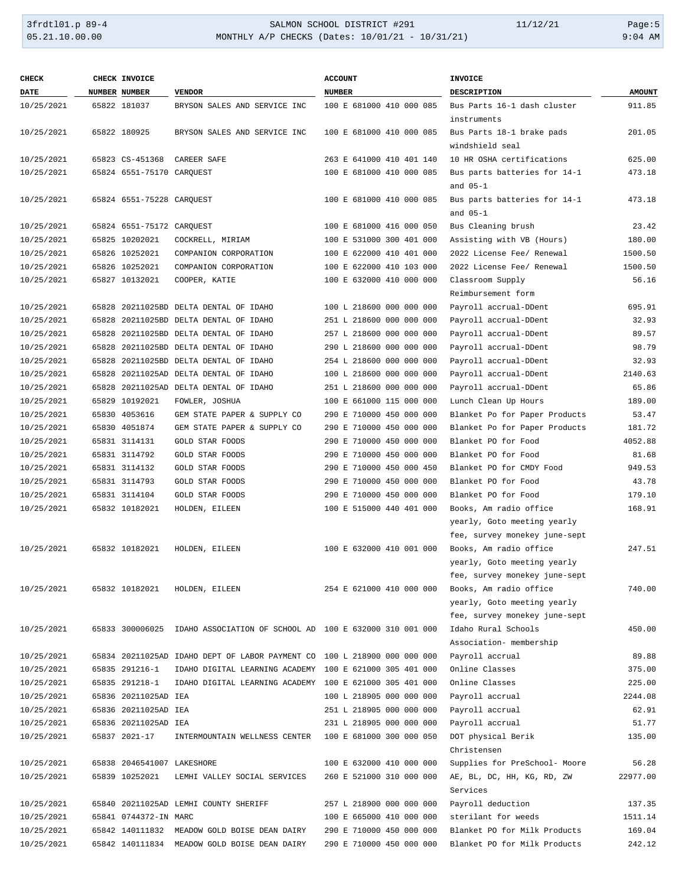| CHECK DATE | CHECK NUMBER | INVOICE NUMBER | VENDOR | ACCOUNT NUMBER | INVOICE DESCRIPTION | AMOUNT |
|---|---|---|---|---|---|---|
| 10/25/2021 | 65822 | 181037 | BRYSON SALES AND SERVICE INC | 100 E 681000 410 000 085 | Bus Parts 16-1 dash cluster instruments | 911.85 |
| 10/25/2021 | 65822 | 180925 | BRYSON SALES AND SERVICE INC | 100 E 681000 410 000 085 | Bus Parts 18-1 brake pads windshield seal | 201.05 |
| 10/25/2021 | 65823 | CS-451368 | CAREER SAFE | 263 E 641000 410 401 140 | 10 HR OSHA certifications | 625.00 |
| 10/25/2021 | 65824 | 6551-75170 | CARQUEST | 100 E 681000 410 000 085 | Bus parts batteries for 14-1 and 05-1 | 473.18 |
| 10/25/2021 | 65824 | 6551-75228 | CARQUEST | 100 E 681000 410 000 085 | Bus parts batteries for 14-1 and 05-1 | 473.18 |
| 10/25/2021 | 65824 | 6551-75172 | CARQUEST | 100 E 681000 416 000 050 | Bus Cleaning brush | 23.42 |
| 10/25/2021 | 65825 | 10202021 | COCKRELL, MIRIAM | 100 E 531000 300 401 000 | Assisting with VB (Hours) | 180.00 |
| 10/25/2021 | 65826 | 10252021 | COMPANION CORPORATION | 100 E 622000 410 401 000 | 2022 License Fee/ Renewal | 1500.50 |
| 10/25/2021 | 65826 | 10252021 | COMPANION CORPORATION | 100 E 622000 410 103 000 | 2022 License Fee/ Renewal | 1500.50 |
| 10/25/2021 | 65827 | 10132021 | COOPER, KATIE | 100 E 632000 410 000 000 | Classroom Supply Reimbursement form | 56.16 |
| 10/25/2021 | 65828 | 20211025BD | DELTA DENTAL OF IDAHO | 100 L 218600 000 000 000 | Payroll accrual-DDent | 695.91 |
| 10/25/2021 | 65828 | 20211025BD | DELTA DENTAL OF IDAHO | 251 L 218600 000 000 000 | Payroll accrual-DDent | 32.93 |
| 10/25/2021 | 65828 | 20211025BD | DELTA DENTAL OF IDAHO | 257 L 218600 000 000 000 | Payroll accrual-DDent | 89.57 |
| 10/25/2021 | 65828 | 20211025BD | DELTA DENTAL OF IDAHO | 290 L 218600 000 000 000 | Payroll accrual-DDent | 98.79 |
| 10/25/2021 | 65828 | 20211025BD | DELTA DENTAL OF IDAHO | 254 L 218600 000 000 000 | Payroll accrual-DDent | 32.93 |
| 10/25/2021 | 65828 | 20211025AD | DELTA DENTAL OF IDAHO | 100 L 218600 000 000 000 | Payroll accrual-DDent | 2140.63 |
| 10/25/2021 | 65828 | 20211025AD | DELTA DENTAL OF IDAHO | 251 L 218600 000 000 000 | Payroll accrual-DDent | 65.86 |
| 10/25/2021 | 65829 | 10192021 | FOWLER, JOSHUA | 100 E 661000 115 000 000 | Lunch Clean Up Hours | 189.00 |
| 10/25/2021 | 65830 | 4053616 | GEM STATE PAPER & SUPPLY CO | 290 E 710000 450 000 000 | Blanket Po for Paper Products | 53.47 |
| 10/25/2021 | 65830 | 4051874 | GEM STATE PAPER & SUPPLY CO | 290 E 710000 450 000 000 | Blanket Po for Paper Products | 181.72 |
| 10/25/2021 | 65831 | 3114131 | GOLD STAR FOODS | 290 E 710000 450 000 000 | Blanket PO for Food | 4052.88 |
| 10/25/2021 | 65831 | 3114792 | GOLD STAR FOODS | 290 E 710000 450 000 000 | Blanket PO for Food | 81.68 |
| 10/25/2021 | 65831 | 3114132 | GOLD STAR FOODS | 290 E 710000 450 000 450 | Blanket PO for CMDY Food | 949.53 |
| 10/25/2021 | 65831 | 3114793 | GOLD STAR FOODS | 290 E 710000 450 000 000 | Blanket PO for Food | 43.78 |
| 10/25/2021 | 65831 | 3114104 | GOLD STAR FOODS | 290 E 710000 450 000 000 | Blanket PO for Food | 179.10 |
| 10/25/2021 | 65832 | 10182021 | HOLDEN, EILEEN | 100 E 515000 440 401 000 | Books, Am radio office yearly, Goto meeting yearly fee, survey monekey june-sept | 168.91 |
| 10/25/2021 | 65832 | 10182021 | HOLDEN, EILEEN | 100 E 632000 410 001 000 | Books, Am radio office yearly, Goto meeting yearly fee, survey monekey june-sept | 247.51 |
| 10/25/2021 | 65832 | 10182021 | HOLDEN, EILEEN | 254 E 621000 410 000 000 | Books, Am radio office yearly, Goto meeting yearly fee, survey monekey june-sept | 740.00 |
| 10/25/2021 | 65833 | 300006025 | IDAHO ASSOCIATION OF SCHOOL AD | 100 E 632000 310 001 000 | Idaho Rural Schools Association- membership | 450.00 |
| 10/25/2021 | 65834 | 20211025AD | IDAHO DEPT OF LABOR PAYMENT CO | 100 L 218900 000 000 000 | Payroll accrual | 89.88 |
| 10/25/2021 | 65835 | 291216-1 | IDAHO DIGITAL LEARNING ACADEMY | 100 E 621000 305 401 000 | Online Classes | 375.00 |
| 10/25/2021 | 65835 | 291218-1 | IDAHO DIGITAL LEARNING ACADEMY | 100 E 621000 305 401 000 | Online Classes | 225.00 |
| 10/25/2021 | 65836 | 20211025AD | IEA | 100 L 218905 000 000 000 | Payroll accrual | 2244.08 |
| 10/25/2021 | 65836 | 20211025AD | IEA | 251 L 218905 000 000 000 | Payroll accrual | 62.91 |
| 10/25/2021 | 65836 | 20211025AD | IEA | 231 L 218905 000 000 000 | Payroll accrual | 51.77 |
| 10/25/2021 | 65837 | 2021-17 | INTERMOUNTAIN WELLNESS CENTER | 100 E 681000 300 000 050 | DOT physical Berik Christensen | 135.00 |
| 10/25/2021 | 65838 | 2046541007 | LAKESHORE | 100 E 632000 410 000 000 | Supplies for PreSchool- Moore | 56.28 |
| 10/25/2021 | 65839 | 10252021 | LEMHI VALLEY SOCIAL SERVICES | 260 E 521000 310 000 000 | AE, BL, DC, HH, KG, RD, ZW Services | 22977.00 |
| 10/25/2021 | 65840 | 20211025AD | LEMHI COUNTY SHERIFF | 257 L 218900 000 000 000 | Payroll deduction | 137.35 |
| 10/25/2021 | 65841 | 0744372-IN | MARC | 100 E 665000 410 000 000 | sterilant for weeds | 1511.14 |
| 10/25/2021 | 65842 | 140111832 | MEADOW GOLD BOISE DEAN DAIRY | 290 E 710000 450 000 000 | Blanket PO for Milk Products | 169.04 |
| 10/25/2021 | 65842 | 140111834 | MEADOW GOLD BOISE DEAN DAIRY | 290 E 710000 450 000 000 | Blanket PO for Milk Products | 242.12 |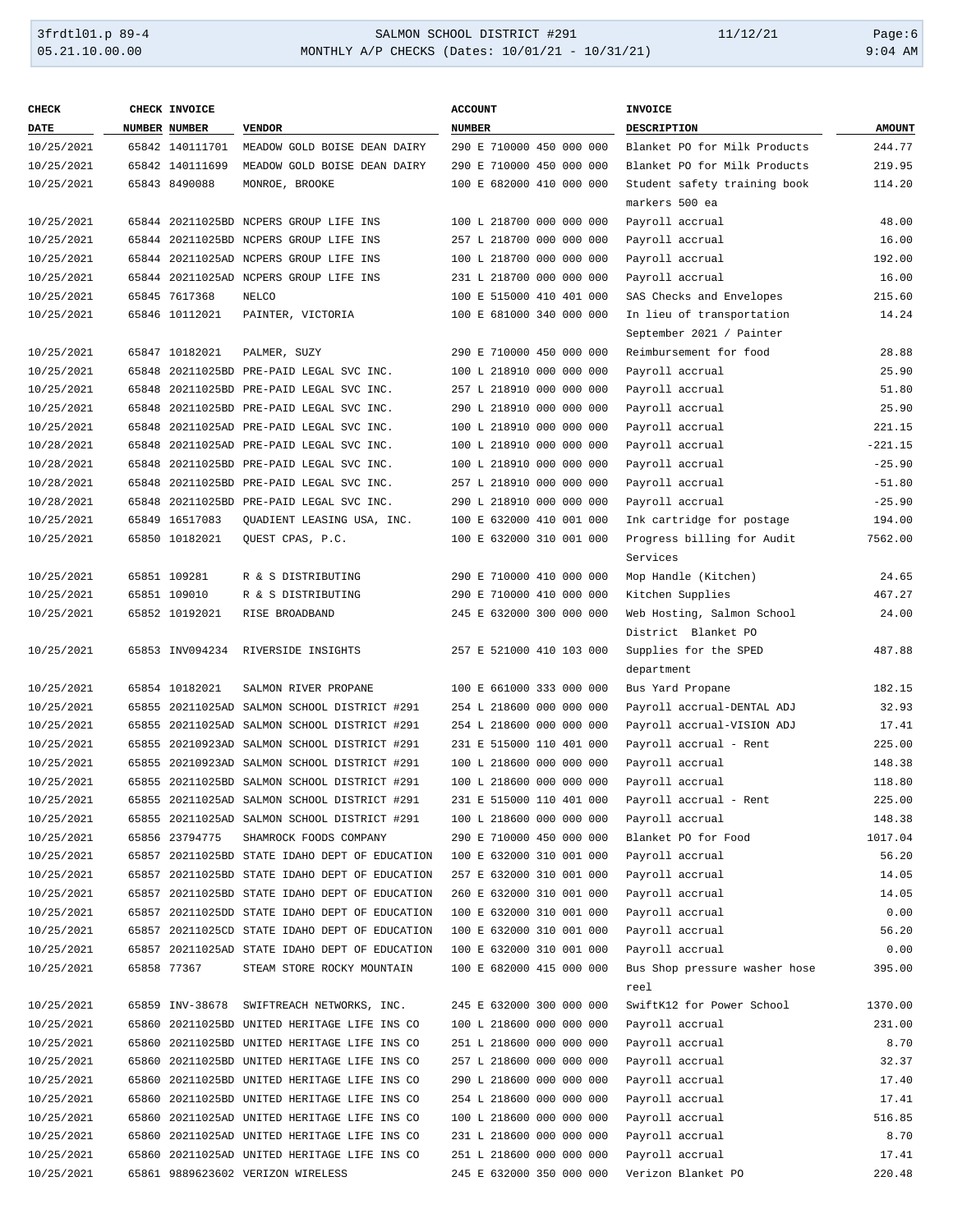| CHECK DATE | CHECK NUMBER | INVOICE NUMBER | VENDOR | ACCOUNT NUMBER | INVOICE DESCRIPTION | AMOUNT |
|---|---|---|---|---|---|---|
| 10/25/2021 | 65842 | 140111701 | MEADOW GOLD BOISE DEAN DAIRY | 290 E 710000 450 000 000 | Blanket PO for Milk Products | 244.77 |
| 10/25/2021 | 65842 | 140111699 | MEADOW GOLD BOISE DEAN DAIRY | 290 E 710000 450 000 000 | Blanket PO for Milk Products | 219.95 |
| 10/25/2021 | 65843 | 8490088 | MONROE, BROOKE | 100 E 682000 410 000 000 | Student safety training book markers 500 ea | 114.20 |
| 10/25/2021 | 65844 | 20211025BD | NCPERS GROUP LIFE INS | 100 L 218700 000 000 000 | Payroll accrual | 48.00 |
| 10/25/2021 | 65844 | 20211025BD | NCPERS GROUP LIFE INS | 257 L 218700 000 000 000 | Payroll accrual | 16.00 |
| 10/25/2021 | 65844 | 20211025AD | NCPERS GROUP LIFE INS | 100 L 218700 000 000 000 | Payroll accrual | 192.00 |
| 10/25/2021 | 65844 | 20211025AD | NCPERS GROUP LIFE INS | 231 L 218700 000 000 000 | Payroll accrual | 16.00 |
| 10/25/2021 | 65845 | 7617368 | NELCO | 100 E 515000 410 401 000 | SAS Checks and Envelopes | 215.60 |
| 10/25/2021 | 65846 | 10112021 | PAINTER, VICTORIA | 100 E 681000 340 000 000 | In lieu of transportation September 2021 / Painter | 14.24 |
| 10/25/2021 | 65847 | 10182021 | PALMER, SUZY | 290 E 710000 450 000 000 | Reimbursement for food | 28.88 |
| 10/25/2021 | 65848 | 20211025BD | PRE-PAID LEGAL SVC INC. | 100 L 218910 000 000 000 | Payroll accrual | 25.90 |
| 10/25/2021 | 65848 | 20211025BD | PRE-PAID LEGAL SVC INC. | 257 L 218910 000 000 000 | Payroll accrual | 51.80 |
| 10/25/2021 | 65848 | 20211025BD | PRE-PAID LEGAL SVC INC. | 290 L 218910 000 000 000 | Payroll accrual | 25.90 |
| 10/25/2021 | 65848 | 20211025AD | PRE-PAID LEGAL SVC INC. | 100 L 218910 000 000 000 | Payroll accrual | 221.15 |
| 10/28/2021 | 65848 | 20211025AD | PRE-PAID LEGAL SVC INC. | 100 L 218910 000 000 000 | Payroll accrual | -221.15 |
| 10/28/2021 | 65848 | 20211025BD | PRE-PAID LEGAL SVC INC. | 100 L 218910 000 000 000 | Payroll accrual | -25.90 |
| 10/28/2021 | 65848 | 20211025BD | PRE-PAID LEGAL SVC INC. | 257 L 218910 000 000 000 | Payroll accrual | -51.80 |
| 10/28/2021 | 65848 | 20211025BD | PRE-PAID LEGAL SVC INC. | 290 L 218910 000 000 000 | Payroll accrual | -25.90 |
| 10/25/2021 | 65849 | 16517083 | QUADIENT LEASING USA, INC. | 100 E 632000 410 001 000 | Ink cartridge for postage | 194.00 |
| 10/25/2021 | 65850 | 10182021 | QUEST CPAS, P.C. | 100 E 632000 310 001 000 | Progress billing for Audit Services | 7562.00 |
| 10/25/2021 | 65851 | 109281 | R & S DISTRIBUTING | 290 E 710000 410 000 000 | Mop Handle (Kitchen) | 24.65 |
| 10/25/2021 | 65851 | 109010 | R & S DISTRIBUTING | 290 E 710000 410 000 000 | Kitchen Supplies | 467.27 |
| 10/25/2021 | 65852 | 10192021 | RISE BROADBAND | 245 E 632000 300 000 000 | Web Hosting, Salmon School District Blanket PO | 24.00 |
| 10/25/2021 | 65853 | INV094234 | RIVERSIDE INSIGHTS | 257 E 521000 410 103 000 | Supplies for the SPED department | 487.88 |
| 10/25/2021 | 65854 | 10182021 | SALMON RIVER PROPANE | 100 E 661000 333 000 000 | Bus Yard Propane | 182.15 |
| 10/25/2021 | 65855 | 20211025AD | SALMON SCHOOL DISTRICT #291 | 254 L 218600 000 000 000 | Payroll accrual-DENTAL ADJ | 32.93 |
| 10/25/2021 | 65855 | 20211025AD | SALMON SCHOOL DISTRICT #291 | 254 L 218600 000 000 000 | Payroll accrual-VISION ADJ | 17.41 |
| 10/25/2021 | 65855 | 20210923AD | SALMON SCHOOL DISTRICT #291 | 231 E 515000 110 401 000 | Payroll accrual - Rent | 225.00 |
| 10/25/2021 | 65855 | 20210923AD | SALMON SCHOOL DISTRICT #291 | 100 L 218600 000 000 000 | Payroll accrual | 148.38 |
| 10/25/2021 | 65855 | 20211025BD | SALMON SCHOOL DISTRICT #291 | 100 L 218600 000 000 000 | Payroll accrual | 118.80 |
| 10/25/2021 | 65855 | 20211025AD | SALMON SCHOOL DISTRICT #291 | 231 E 515000 110 401 000 | Payroll accrual - Rent | 225.00 |
| 10/25/2021 | 65855 | 20211025AD | SALMON SCHOOL DISTRICT #291 | 100 L 218600 000 000 000 | Payroll accrual | 148.38 |
| 10/25/2021 | 65856 | 23794775 | SHAMROCK FOODS COMPANY | 290 E 710000 450 000 000 | Blanket PO for Food | 1017.04 |
| 10/25/2021 | 65857 | 20211025BD | STATE IDAHO DEPT OF EDUCATION | 100 E 632000 310 001 000 | Payroll accrual | 56.20 |
| 10/25/2021 | 65857 | 20211025BD | STATE IDAHO DEPT OF EDUCATION | 257 E 632000 310 001 000 | Payroll accrual | 14.05 |
| 10/25/2021 | 65857 | 20211025BD | STATE IDAHO DEPT OF EDUCATION | 260 E 632000 310 001 000 | Payroll accrual | 14.05 |
| 10/25/2021 | 65857 | 20211025DD | STATE IDAHO DEPT OF EDUCATION | 100 E 632000 310 001 000 | Payroll accrual | 0.00 |
| 10/25/2021 | 65857 | 20211025CD | STATE IDAHO DEPT OF EDUCATION | 100 E 632000 310 001 000 | Payroll accrual | 56.20 |
| 10/25/2021 | 65857 | 20211025AD | STATE IDAHO DEPT OF EDUCATION | 100 E 632000 310 001 000 | Payroll accrual | 0.00 |
| 10/25/2021 | 65858 | 77367 | STEAM STORE ROCKY MOUNTAIN | 100 E 682000 415 000 000 | Bus Shop pressure washer hose reel | 395.00 |
| 10/25/2021 | 65859 | INV-38678 | SWIFTREACH NETWORKS, INC. | 245 E 632000 300 000 000 | SwiftK12 for Power School | 1370.00 |
| 10/25/2021 | 65860 | 20211025BD | UNITED HERITAGE LIFE INS CO | 100 L 218600 000 000 000 | Payroll accrual | 231.00 |
| 10/25/2021 | 65860 | 20211025BD | UNITED HERITAGE LIFE INS CO | 251 L 218600 000 000 000 | Payroll accrual | 8.70 |
| 10/25/2021 | 65860 | 20211025BD | UNITED HERITAGE LIFE INS CO | 257 L 218600 000 000 000 | Payroll accrual | 32.37 |
| 10/25/2021 | 65860 | 20211025BD | UNITED HERITAGE LIFE INS CO | 290 L 218600 000 000 000 | Payroll accrual | 17.40 |
| 10/25/2021 | 65860 | 20211025BD | UNITED HERITAGE LIFE INS CO | 254 L 218600 000 000 000 | Payroll accrual | 17.41 |
| 10/25/2021 | 65860 | 20211025AD | UNITED HERITAGE LIFE INS CO | 100 L 218600 000 000 000 | Payroll accrual | 516.85 |
| 10/25/2021 | 65860 | 20211025AD | UNITED HERITAGE LIFE INS CO | 231 L 218600 000 000 000 | Payroll accrual | 8.70 |
| 10/25/2021 | 65860 | 20211025AD | UNITED HERITAGE LIFE INS CO | 251 L 218600 000 000 000 | Payroll accrual | 17.41 |
| 10/25/2021 | 65861 | 9889623602 | VERIZON WIRELESS | 245 E 632000 350 000 000 | Verizon Blanket PO | 220.48 |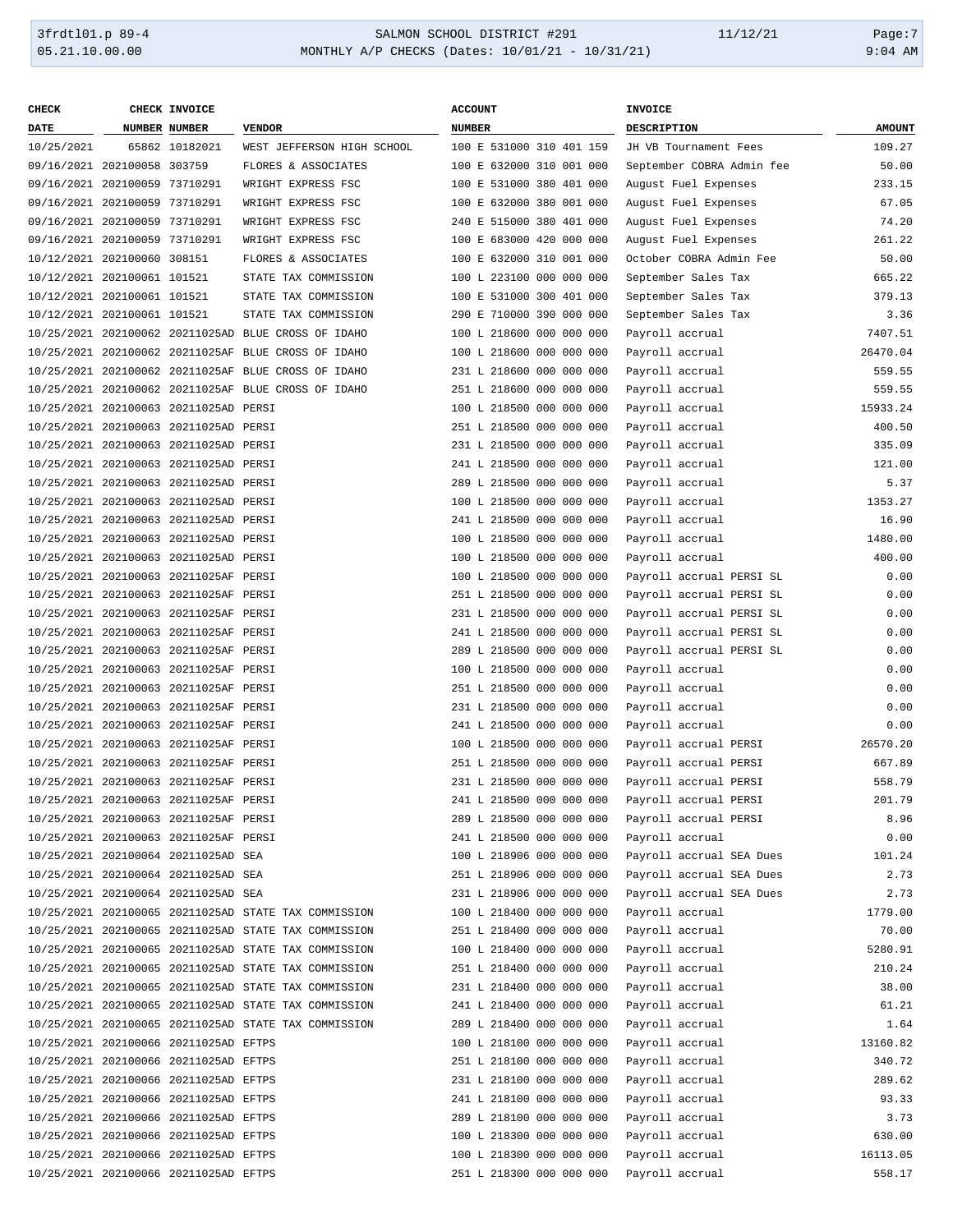| CHECK DATE | CHECK NUMBER | INVOICE NUMBER | VENDOR | ACCOUNT NUMBER | INVOICE DESCRIPTION | AMOUNT |
|---|---|---|---|---|---|---|
| 10/25/2021 | 65862 | 10182021 | WEST JEFFERSON HIGH SCHOOL | 100 E 531000 310 401 159 | JH VB Tournament Fees | 109.27 |
| 09/16/2021 | 202100058 | 303759 | FLORES & ASSOCIATES | 100 E 632000 310 001 000 | September COBRA Admin fee | 50.00 |
| 09/16/2021 | 202100059 | 73710291 | WRIGHT EXPRESS FSC | 100 E 531000 380 401 000 | August Fuel Expenses | 233.15 |
| 09/16/2021 | 202100059 | 73710291 | WRIGHT EXPRESS FSC | 100 E 632000 380 001 000 | August Fuel Expenses | 67.05 |
| 09/16/2021 | 202100059 | 73710291 | WRIGHT EXPRESS FSC | 240 E 515000 380 401 000 | August Fuel Expenses | 74.20 |
| 09/16/2021 | 202100059 | 73710291 | WRIGHT EXPRESS FSC | 100 E 683000 420 000 000 | August Fuel Expenses | 261.22 |
| 10/12/2021 | 202100060 | 308151 | FLORES & ASSOCIATES | 100 E 632000 310 001 000 | October COBRA Admin Fee | 50.00 |
| 10/12/2021 | 202100061 | 101521 | STATE TAX COMMISSION | 100 L 223100 000 000 000 | September Sales Tax | 665.22 |
| 10/12/2021 | 202100061 | 101521 | STATE TAX COMMISSION | 100 E 531000 300 401 000 | September Sales Tax | 379.13 |
| 10/12/2021 | 202100061 | 101521 | STATE TAX COMMISSION | 290 E 710000 390 000 000 | September Sales Tax | 3.36 |
| 10/25/2021 | 202100062 | 20211025AD | BLUE CROSS OF IDAHO | 100 L 218600 000 000 000 | Payroll accrual | 7407.51 |
| 10/25/2021 | 202100062 | 20211025AF | BLUE CROSS OF IDAHO | 100 L 218600 000 000 000 | Payroll accrual | 26470.04 |
| 10/25/2021 | 202100062 | 20211025AF | BLUE CROSS OF IDAHO | 231 L 218600 000 000 000 | Payroll accrual | 559.55 |
| 10/25/2021 | 202100062 | 20211025AF | BLUE CROSS OF IDAHO | 251 L 218600 000 000 000 | Payroll accrual | 559.55 |
| 10/25/2021 | 202100063 | 20211025AD | PERSI | 100 L 218500 000 000 000 | Payroll accrual | 15933.24 |
| 10/25/2021 | 202100063 | 20211025AD | PERSI | 251 L 218500 000 000 000 | Payroll accrual | 400.50 |
| 10/25/2021 | 202100063 | 20211025AD | PERSI | 231 L 218500 000 000 000 | Payroll accrual | 335.09 |
| 10/25/2021 | 202100063 | 20211025AD | PERSI | 241 L 218500 000 000 000 | Payroll accrual | 121.00 |
| 10/25/2021 | 202100063 | 20211025AD | PERSI | 289 L 218500 000 000 000 | Payroll accrual | 5.37 |
| 10/25/2021 | 202100063 | 20211025AD | PERSI | 100 L 218500 000 000 000 | Payroll accrual | 1353.27 |
| 10/25/2021 | 202100063 | 20211025AD | PERSI | 241 L 218500 000 000 000 | Payroll accrual | 16.90 |
| 10/25/2021 | 202100063 | 20211025AD | PERSI | 100 L 218500 000 000 000 | Payroll accrual | 1480.00 |
| 10/25/2021 | 202100063 | 20211025AD | PERSI | 100 L 218500 000 000 000 | Payroll accrual | 400.00 |
| 10/25/2021 | 202100063 | 20211025AF | PERSI | 100 L 218500 000 000 000 | Payroll accrual PERSI SL | 0.00 |
| 10/25/2021 | 202100063 | 20211025AF | PERSI | 251 L 218500 000 000 000 | Payroll accrual PERSI SL | 0.00 |
| 10/25/2021 | 202100063 | 20211025AF | PERSI | 231 L 218500 000 000 000 | Payroll accrual PERSI SL | 0.00 |
| 10/25/2021 | 202100063 | 20211025AF | PERSI | 241 L 218500 000 000 000 | Payroll accrual PERSI SL | 0.00 |
| 10/25/2021 | 202100063 | 20211025AF | PERSI | 289 L 218500 000 000 000 | Payroll accrual PERSI SL | 0.00 |
| 10/25/2021 | 202100063 | 20211025AF | PERSI | 100 L 218500 000 000 000 | Payroll accrual | 0.00 |
| 10/25/2021 | 202100063 | 20211025AF | PERSI | 251 L 218500 000 000 000 | Payroll accrual | 0.00 |
| 10/25/2021 | 202100063 | 20211025AF | PERSI | 231 L 218500 000 000 000 | Payroll accrual | 0.00 |
| 10/25/2021 | 202100063 | 20211025AF | PERSI | 241 L 218500 000 000 000 | Payroll accrual | 0.00 |
| 10/25/2021 | 202100063 | 20211025AF | PERSI | 100 L 218500 000 000 000 | Payroll accrual PERSI | 26570.20 |
| 10/25/2021 | 202100063 | 20211025AF | PERSI | 251 L 218500 000 000 000 | Payroll accrual PERSI | 667.89 |
| 10/25/2021 | 202100063 | 20211025AF | PERSI | 231 L 218500 000 000 000 | Payroll accrual PERSI | 558.79 |
| 10/25/2021 | 202100063 | 20211025AF | PERSI | 241 L 218500 000 000 000 | Payroll accrual PERSI | 201.79 |
| 10/25/2021 | 202100063 | 20211025AF | PERSI | 289 L 218500 000 000 000 | Payroll accrual PERSI | 8.96 |
| 10/25/2021 | 202100063 | 20211025AF | PERSI | 241 L 218500 000 000 000 | Payroll accrual | 0.00 |
| 10/25/2021 | 202100064 | 20211025AD | SEA | 100 L 218906 000 000 000 | Payroll accrual SEA Dues | 101.24 |
| 10/25/2021 | 202100064 | 20211025AD | SEA | 251 L 218906 000 000 000 | Payroll accrual SEA Dues | 2.73 |
| 10/25/2021 | 202100064 | 20211025AD | SEA | 231 L 218906 000 000 000 | Payroll accrual SEA Dues | 2.73 |
| 10/25/2021 | 202100065 | 20211025AD | STATE TAX COMMISSION | 100 L 218400 000 000 000 | Payroll accrual | 1779.00 |
| 10/25/2021 | 202100065 | 20211025AD | STATE TAX COMMISSION | 251 L 218400 000 000 000 | Payroll accrual | 70.00 |
| 10/25/2021 | 202100065 | 20211025AD | STATE TAX COMMISSION | 100 L 218400 000 000 000 | Payroll accrual | 5280.91 |
| 10/25/2021 | 202100065 | 20211025AD | STATE TAX COMMISSION | 251 L 218400 000 000 000 | Payroll accrual | 210.24 |
| 10/25/2021 | 202100065 | 20211025AD | STATE TAX COMMISSION | 231 L 218400 000 000 000 | Payroll accrual | 38.00 |
| 10/25/2021 | 202100065 | 20211025AD | STATE TAX COMMISSION | 241 L 218400 000 000 000 | Payroll accrual | 61.21 |
| 10/25/2021 | 202100065 | 20211025AD | STATE TAX COMMISSION | 289 L 218400 000 000 000 | Payroll accrual | 1.64 |
| 10/25/2021 | 202100066 | 20211025AD | EFTPS | 100 L 218100 000 000 000 | Payroll accrual | 13160.82 |
| 10/25/2021 | 202100066 | 20211025AD | EFTPS | 251 L 218100 000 000 000 | Payroll accrual | 340.72 |
| 10/25/2021 | 202100066 | 20211025AD | EFTPS | 231 L 218100 000 000 000 | Payroll accrual | 289.62 |
| 10/25/2021 | 202100066 | 20211025AD | EFTPS | 241 L 218100 000 000 000 | Payroll accrual | 93.33 |
| 10/25/2021 | 202100066 | 20211025AD | EFTPS | 289 L 218100 000 000 000 | Payroll accrual | 3.73 |
| 10/25/2021 | 202100066 | 20211025AD | EFTPS | 100 L 218300 000 000 000 | Payroll accrual | 630.00 |
| 10/25/2021 | 202100066 | 20211025AD | EFTPS | 100 L 218300 000 000 000 | Payroll accrual | 16113.05 |
| 10/25/2021 | 202100066 | 20211025AD | EFTPS | 251 L 218300 000 000 000 | Payroll accrual | 558.17 |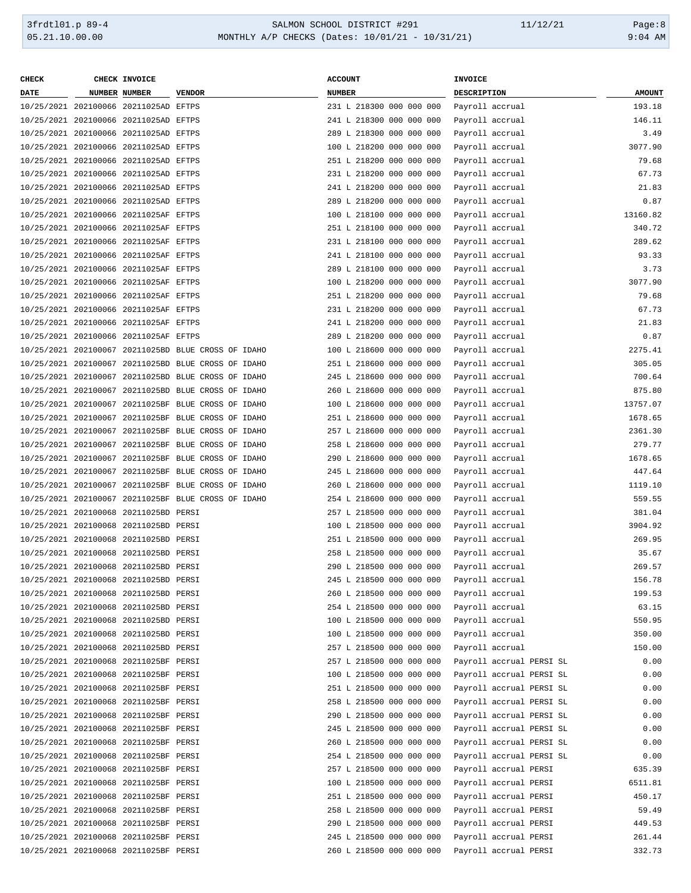| CHECK DATE | CHECK NUMBER | INVOICE NUMBER | VENDOR | ACCOUNT NUMBER | INVOICE DESCRIPTION | AMOUNT |
|---|---|---|---|---|---|---|
| 10/25/2021 | 202100066 | 20211025AD | EFTPS | 231 L 218300 000 000 000 | Payroll accrual | 193.18 |
| 10/25/2021 | 202100066 | 20211025AD | EFTPS | 241 L 218300 000 000 000 | Payroll accrual | 146.11 |
| 10/25/2021 | 202100066 | 20211025AD | EFTPS | 289 L 218300 000 000 000 | Payroll accrual | 3.49 |
| 10/25/2021 | 202100066 | 20211025AD | EFTPS | 100 L 218200 000 000 000 | Payroll accrual | 3077.90 |
| 10/25/2021 | 202100066 | 20211025AD | EFTPS | 251 L 218200 000 000 000 | Payroll accrual | 79.68 |
| 10/25/2021 | 202100066 | 20211025AD | EFTPS | 231 L 218200 000 000 000 | Payroll accrual | 67.73 |
| 10/25/2021 | 202100066 | 20211025AD | EFTPS | 241 L 218200 000 000 000 | Payroll accrual | 21.83 |
| 10/25/2021 | 202100066 | 20211025AD | EFTPS | 289 L 218200 000 000 000 | Payroll accrual | 0.87 |
| 10/25/2021 | 202100066 | 20211025AF | EFTPS | 100 L 218100 000 000 000 | Payroll accrual | 13160.82 |
| 10/25/2021 | 202100066 | 20211025AF | EFTPS | 251 L 218100 000 000 000 | Payroll accrual | 340.72 |
| 10/25/2021 | 202100066 | 20211025AF | EFTPS | 231 L 218100 000 000 000 | Payroll accrual | 289.62 |
| 10/25/2021 | 202100066 | 20211025AF | EFTPS | 241 L 218100 000 000 000 | Payroll accrual | 93.33 |
| 10/25/2021 | 202100066 | 20211025AF | EFTPS | 289 L 218100 000 000 000 | Payroll accrual | 3.73 |
| 10/25/2021 | 202100066 | 20211025AF | EFTPS | 100 L 218200 000 000 000 | Payroll accrual | 3077.90 |
| 10/25/2021 | 202100066 | 20211025AF | EFTPS | 251 L 218200 000 000 000 | Payroll accrual | 79.68 |
| 10/25/2021 | 202100066 | 20211025AF | EFTPS | 231 L 218200 000 000 000 | Payroll accrual | 67.73 |
| 10/25/2021 | 202100066 | 20211025AF | EFTPS | 241 L 218200 000 000 000 | Payroll accrual | 21.83 |
| 10/25/2021 | 202100066 | 20211025AF | EFTPS | 289 L 218200 000 000 000 | Payroll accrual | 0.87 |
| 10/25/2021 | 202100067 | 20211025BD | BLUE CROSS OF IDAHO | 100 L 218600 000 000 000 | Payroll accrual | 2275.41 |
| 10/25/2021 | 202100067 | 20211025BD | BLUE CROSS OF IDAHO | 251 L 218600 000 000 000 | Payroll accrual | 305.05 |
| 10/25/2021 | 202100067 | 20211025BD | BLUE CROSS OF IDAHO | 245 L 218600 000 000 000 | Payroll accrual | 700.64 |
| 10/25/2021 | 202100067 | 20211025BD | BLUE CROSS OF IDAHO | 260 L 218600 000 000 000 | Payroll accrual | 875.80 |
| 10/25/2021 | 202100067 | 20211025BF | BLUE CROSS OF IDAHO | 100 L 218600 000 000 000 | Payroll accrual | 13757.07 |
| 10/25/2021 | 202100067 | 20211025BF | BLUE CROSS OF IDAHO | 251 L 218600 000 000 000 | Payroll accrual | 1678.65 |
| 10/25/2021 | 202100067 | 20211025BF | BLUE CROSS OF IDAHO | 257 L 218600 000 000 000 | Payroll accrual | 2361.30 |
| 10/25/2021 | 202100067 | 20211025BF | BLUE CROSS OF IDAHO | 258 L 218600 000 000 000 | Payroll accrual | 279.77 |
| 10/25/2021 | 202100067 | 20211025BF | BLUE CROSS OF IDAHO | 290 L 218600 000 000 000 | Payroll accrual | 1678.65 |
| 10/25/2021 | 202100067 | 20211025BF | BLUE CROSS OF IDAHO | 245 L 218600 000 000 000 | Payroll accrual | 447.64 |
| 10/25/2021 | 202100067 | 20211025BF | BLUE CROSS OF IDAHO | 260 L 218600 000 000 000 | Payroll accrual | 1119.10 |
| 10/25/2021 | 202100067 | 20211025BF | BLUE CROSS OF IDAHO | 254 L 218600 000 000 000 | Payroll accrual | 559.55 |
| 10/25/2021 | 202100068 | 20211025BD | PERSI | 257 L 218500 000 000 000 | Payroll accrual | 381.04 |
| 10/25/2021 | 202100068 | 20211025BD | PERSI | 100 L 218500 000 000 000 | Payroll accrual | 3904.92 |
| 10/25/2021 | 202100068 | 20211025BD | PERSI | 251 L 218500 000 000 000 | Payroll accrual | 269.95 |
| 10/25/2021 | 202100068 | 20211025BD | PERSI | 258 L 218500 000 000 000 | Payroll accrual | 35.67 |
| 10/25/2021 | 202100068 | 20211025BD | PERSI | 290 L 218500 000 000 000 | Payroll accrual | 269.57 |
| 10/25/2021 | 202100068 | 20211025BD | PERSI | 245 L 218500 000 000 000 | Payroll accrual | 156.78 |
| 10/25/2021 | 202100068 | 20211025BD | PERSI | 260 L 218500 000 000 000 | Payroll accrual | 199.53 |
| 10/25/2021 | 202100068 | 20211025BD | PERSI | 254 L 218500 000 000 000 | Payroll accrual | 63.15 |
| 10/25/2021 | 202100068 | 20211025BD | PERSI | 100 L 218500 000 000 000 | Payroll accrual | 550.95 |
| 10/25/2021 | 202100068 | 20211025BD | PERSI | 100 L 218500 000 000 000 | Payroll accrual | 350.00 |
| 10/25/2021 | 202100068 | 20211025BD | PERSI | 257 L 218500 000 000 000 | Payroll accrual | 150.00 |
| 10/25/2021 | 202100068 | 20211025BF | PERSI | 257 L 218500 000 000 000 | Payroll accrual PERSI SL | 0.00 |
| 10/25/2021 | 202100068 | 20211025BF | PERSI | 100 L 218500 000 000 000 | Payroll accrual PERSI SL | 0.00 |
| 10/25/2021 | 202100068 | 20211025BF | PERSI | 251 L 218500 000 000 000 | Payroll accrual PERSI SL | 0.00 |
| 10/25/2021 | 202100068 | 20211025BF | PERSI | 258 L 218500 000 000 000 | Payroll accrual PERSI SL | 0.00 |
| 10/25/2021 | 202100068 | 20211025BF | PERSI | 290 L 218500 000 000 000 | Payroll accrual PERSI SL | 0.00 |
| 10/25/2021 | 202100068 | 20211025BF | PERSI | 245 L 218500 000 000 000 | Payroll accrual PERSI SL | 0.00 |
| 10/25/2021 | 202100068 | 20211025BF | PERSI | 260 L 218500 000 000 000 | Payroll accrual PERSI SL | 0.00 |
| 10/25/2021 | 202100068 | 20211025BF | PERSI | 254 L 218500 000 000 000 | Payroll accrual PERSI SL | 0.00 |
| 10/25/2021 | 202100068 | 20211025BF | PERSI | 257 L 218500 000 000 000 | Payroll accrual PERSI | 635.39 |
| 10/25/2021 | 202100068 | 20211025BF | PERSI | 100 L 218500 000 000 000 | Payroll accrual PERSI | 6511.81 |
| 10/25/2021 | 202100068 | 20211025BF | PERSI | 251 L 218500 000 000 000 | Payroll accrual PERSI | 450.17 |
| 10/25/2021 | 202100068 | 20211025BF | PERSI | 258 L 218500 000 000 000 | Payroll accrual PERSI | 59.49 |
| 10/25/2021 | 202100068 | 20211025BF | PERSI | 290 L 218500 000 000 000 | Payroll accrual PERSI | 449.53 |
| 10/25/2021 | 202100068 | 20211025BF | PERSI | 245 L 218500 000 000 000 | Payroll accrual PERSI | 261.44 |
| 10/25/2021 | 202100068 | 20211025BF | PERSI | 260 L 218500 000 000 000 | Payroll accrual PERSI | 332.73 |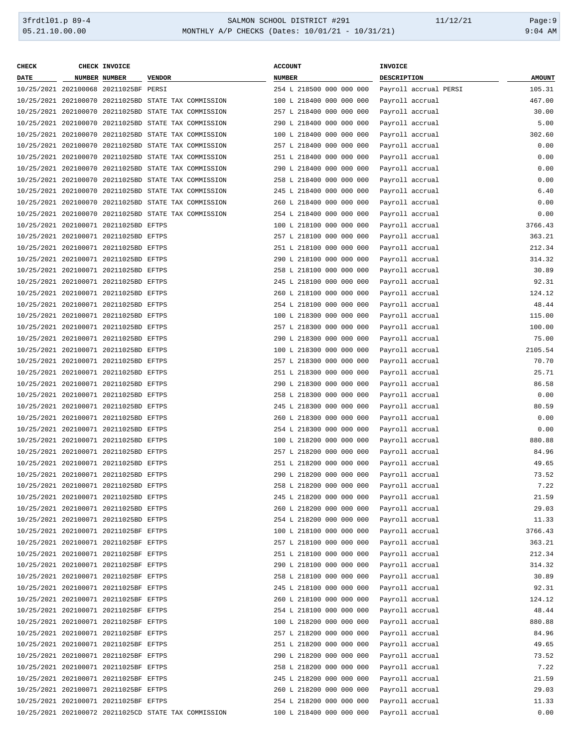| CHECK DATE | CHECK NUMBER | INVOICE NUMBER | VENDOR | ACCOUNT NUMBER | INVOICE DESCRIPTION | AMOUNT |
|---|---|---|---|---|---|---|
| 10/25/2021 | 202100068 | 20211025BF | PERSI | 254 L 218500 000 000 000 | Payroll accrual PERSI | 105.31 |
| 10/25/2021 | 202100070 | 20211025BD | STATE TAX COMMISSION | 100 L 218400 000 000 000 | Payroll accrual | 467.00 |
| 10/25/2021 | 202100070 | 20211025BD | STATE TAX COMMISSION | 257 L 218400 000 000 000 | Payroll accrual | 30.00 |
| 10/25/2021 | 202100070 | 20211025BD | STATE TAX COMMISSION | 290 L 218400 000 000 000 | Payroll accrual | 5.00 |
| 10/25/2021 | 202100070 | 20211025BD | STATE TAX COMMISSION | 100 L 218400 000 000 000 | Payroll accrual | 302.60 |
| 10/25/2021 | 202100070 | 20211025BD | STATE TAX COMMISSION | 257 L 218400 000 000 000 | Payroll accrual | 0.00 |
| 10/25/2021 | 202100070 | 20211025BD | STATE TAX COMMISSION | 251 L 218400 000 000 000 | Payroll accrual | 0.00 |
| 10/25/2021 | 202100070 | 20211025BD | STATE TAX COMMISSION | 290 L 218400 000 000 000 | Payroll accrual | 0.00 |
| 10/25/2021 | 202100070 | 20211025BD | STATE TAX COMMISSION | 258 L 218400 000 000 000 | Payroll accrual | 0.00 |
| 10/25/2021 | 202100070 | 20211025BD | STATE TAX COMMISSION | 245 L 218400 000 000 000 | Payroll accrual | 6.40 |
| 10/25/2021 | 202100070 | 20211025BD | STATE TAX COMMISSION | 260 L 218400 000 000 000 | Payroll accrual | 0.00 |
| 10/25/2021 | 202100070 | 20211025BD | STATE TAX COMMISSION | 254 L 218400 000 000 000 | Payroll accrual | 0.00 |
| 10/25/2021 | 202100071 | 20211025BD | EFTPS | 100 L 218100 000 000 000 | Payroll accrual | 3766.43 |
| 10/25/2021 | 202100071 | 20211025BD | EFTPS | 257 L 218100 000 000 000 | Payroll accrual | 363.21 |
| 10/25/2021 | 202100071 | 20211025BD | EFTPS | 251 L 218100 000 000 000 | Payroll accrual | 212.34 |
| 10/25/2021 | 202100071 | 20211025BD | EFTPS | 290 L 218100 000 000 000 | Payroll accrual | 314.32 |
| 10/25/2021 | 202100071 | 20211025BD | EFTPS | 258 L 218100 000 000 000 | Payroll accrual | 30.89 |
| 10/25/2021 | 202100071 | 20211025BD | EFTPS | 245 L 218100 000 000 000 | Payroll accrual | 92.31 |
| 10/25/2021 | 202100071 | 20211025BD | EFTPS | 260 L 218100 000 000 000 | Payroll accrual | 124.12 |
| 10/25/2021 | 202100071 | 20211025BD | EFTPS | 254 L 218100 000 000 000 | Payroll accrual | 48.44 |
| 10/25/2021 | 202100071 | 20211025BD | EFTPS | 100 L 218300 000 000 000 | Payroll accrual | 115.00 |
| 10/25/2021 | 202100071 | 20211025BD | EFTPS | 257 L 218300 000 000 000 | Payroll accrual | 100.00 |
| 10/25/2021 | 202100071 | 20211025BD | EFTPS | 290 L 218300 000 000 000 | Payroll accrual | 75.00 |
| 10/25/2021 | 202100071 | 20211025BD | EFTPS | 100 L 218300 000 000 000 | Payroll accrual | 2105.54 |
| 10/25/2021 | 202100071 | 20211025BD | EFTPS | 257 L 218300 000 000 000 | Payroll accrual | 70.70 |
| 10/25/2021 | 202100071 | 20211025BD | EFTPS | 251 L 218300 000 000 000 | Payroll accrual | 25.71 |
| 10/25/2021 | 202100071 | 20211025BD | EFTPS | 290 L 218300 000 000 000 | Payroll accrual | 86.58 |
| 10/25/2021 | 202100071 | 20211025BD | EFTPS | 258 L 218300 000 000 000 | Payroll accrual | 0.00 |
| 10/25/2021 | 202100071 | 20211025BD | EFTPS | 245 L 218300 000 000 000 | Payroll accrual | 80.59 |
| 10/25/2021 | 202100071 | 20211025BD | EFTPS | 260 L 218300 000 000 000 | Payroll accrual | 0.00 |
| 10/25/2021 | 202100071 | 20211025BD | EFTPS | 254 L 218300 000 000 000 | Payroll accrual | 0.00 |
| 10/25/2021 | 202100071 | 20211025BD | EFTPS | 100 L 218200 000 000 000 | Payroll accrual | 880.88 |
| 10/25/2021 | 202100071 | 20211025BD | EFTPS | 257 L 218200 000 000 000 | Payroll accrual | 84.96 |
| 10/25/2021 | 202100071 | 20211025BD | EFTPS | 251 L 218200 000 000 000 | Payroll accrual | 49.65 |
| 10/25/2021 | 202100071 | 20211025BD | EFTPS | 290 L 218200 000 000 000 | Payroll accrual | 73.52 |
| 10/25/2021 | 202100071 | 20211025BD | EFTPS | 258 L 218200 000 000 000 | Payroll accrual | 7.22 |
| 10/25/2021 | 202100071 | 20211025BD | EFTPS | 245 L 218200 000 000 000 | Payroll accrual | 21.59 |
| 10/25/2021 | 202100071 | 20211025BD | EFTPS | 260 L 218200 000 000 000 | Payroll accrual | 29.03 |
| 10/25/2021 | 202100071 | 20211025BD | EFTPS | 254 L 218200 000 000 000 | Payroll accrual | 11.33 |
| 10/25/2021 | 202100071 | 20211025BF | EFTPS | 100 L 218100 000 000 000 | Payroll accrual | 3766.43 |
| 10/25/2021 | 202100071 | 20211025BF | EFTPS | 257 L 218100 000 000 000 | Payroll accrual | 363.21 |
| 10/25/2021 | 202100071 | 20211025BF | EFTPS | 251 L 218100 000 000 000 | Payroll accrual | 212.34 |
| 10/25/2021 | 202100071 | 20211025BF | EFTPS | 290 L 218100 000 000 000 | Payroll accrual | 314.32 |
| 10/25/2021 | 202100071 | 20211025BF | EFTPS | 258 L 218100 000 000 000 | Payroll accrual | 30.89 |
| 10/25/2021 | 202100071 | 20211025BF | EFTPS | 245 L 218100 000 000 000 | Payroll accrual | 92.31 |
| 10/25/2021 | 202100071 | 20211025BF | EFTPS | 260 L 218100 000 000 000 | Payroll accrual | 124.12 |
| 10/25/2021 | 202100071 | 20211025BF | EFTPS | 254 L 218100 000 000 000 | Payroll accrual | 48.44 |
| 10/25/2021 | 202100071 | 20211025BF | EFTPS | 100 L 218200 000 000 000 | Payroll accrual | 880.88 |
| 10/25/2021 | 202100071 | 20211025BF | EFTPS | 257 L 218200 000 000 000 | Payroll accrual | 84.96 |
| 10/25/2021 | 202100071 | 20211025BF | EFTPS | 251 L 218200 000 000 000 | Payroll accrual | 49.65 |
| 10/25/2021 | 202100071 | 20211025BF | EFTPS | 290 L 218200 000 000 000 | Payroll accrual | 73.52 |
| 10/25/2021 | 202100071 | 20211025BF | EFTPS | 258 L 218200 000 000 000 | Payroll accrual | 7.22 |
| 10/25/2021 | 202100071 | 20211025BF | EFTPS | 245 L 218200 000 000 000 | Payroll accrual | 21.59 |
| 10/25/2021 | 202100071 | 20211025BF | EFTPS | 260 L 218200 000 000 000 | Payroll accrual | 29.03 |
| 10/25/2021 | 202100071 | 20211025BF | EFTPS | 254 L 218200 000 000 000 | Payroll accrual | 11.33 |
| 10/25/2021 | 202100072 | 20211025CD | STATE TAX COMMISSION | 100 L 218400 000 000 000 | Payroll accrual | 0.00 |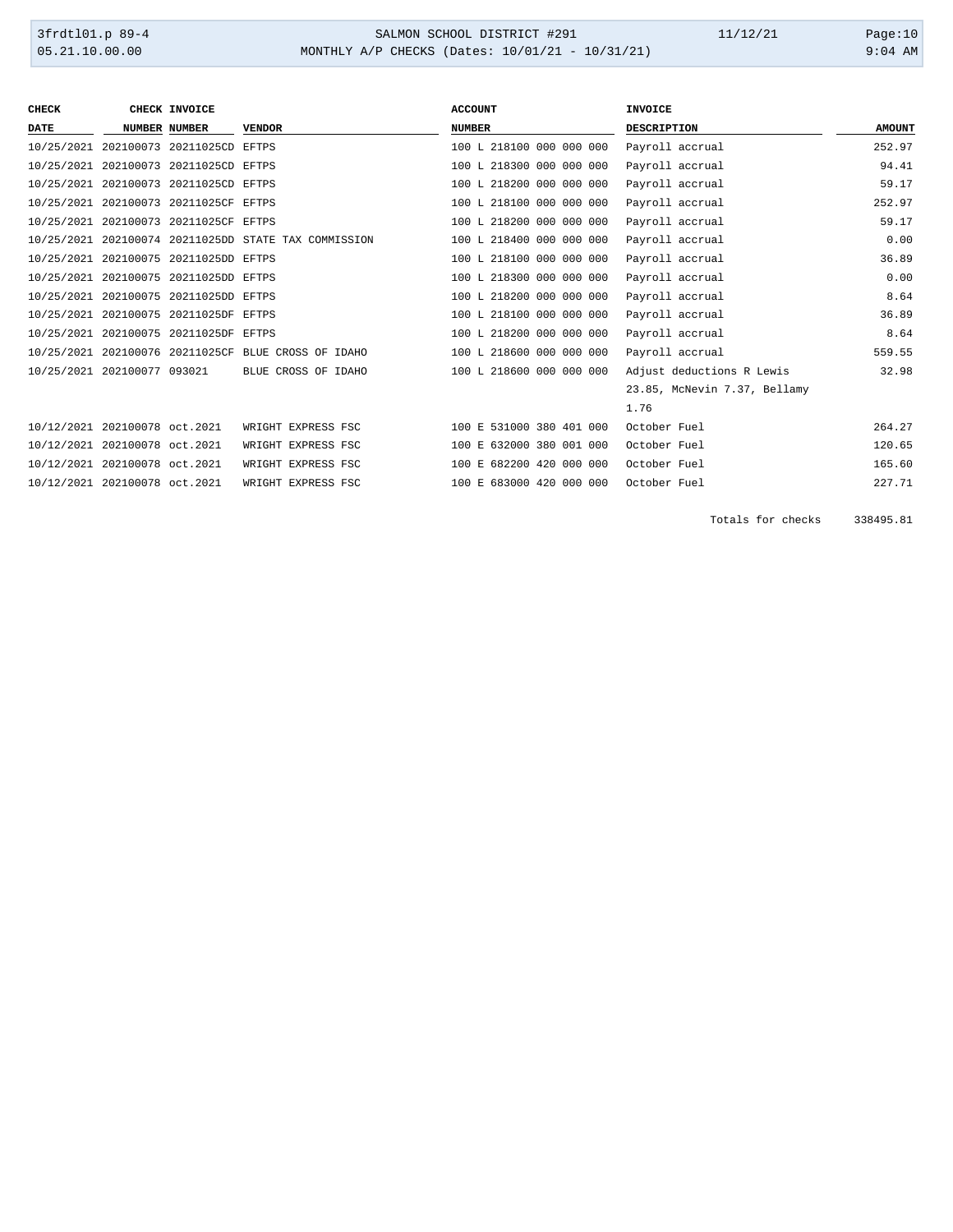SALMON SCHOOL DISTRICT #291

MONTHLY A/P CHECKS (Dates: 10/01/21 - 10/31/21)

| CHECK DATE | CHECK NUMBER | INVOICE NUMBER | VENDOR | ACCOUNT NUMBER | INVOICE DESCRIPTION | AMOUNT |
|---|---|---|---|---|---|---|
| 10/25/2021 | 202100073 | 20211025CD | EFTPS | 100 L 218100 000 000 000 | Payroll accrual | 252.97 |
| 10/25/2021 | 202100073 | 20211025CD | EFTPS | 100 L 218300 000 000 000 | Payroll accrual | 94.41 |
| 10/25/2021 | 202100073 | 20211025CD | EFTPS | 100 L 218200 000 000 000 | Payroll accrual | 59.17 |
| 10/25/2021 | 202100073 | 20211025CF | EFTPS | 100 L 218100 000 000 000 | Payroll accrual | 252.97 |
| 10/25/2021 | 202100073 | 20211025CF | EFTPS | 100 L 218200 000 000 000 | Payroll accrual | 59.17 |
| 10/25/2021 | 202100074 | 20211025DD | STATE TAX COMMISSION | 100 L 218400 000 000 000 | Payroll accrual | 0.00 |
| 10/25/2021 | 202100075 | 20211025DD | EFTPS | 100 L 218100 000 000 000 | Payroll accrual | 36.89 |
| 10/25/2021 | 202100075 | 20211025DD | EFTPS | 100 L 218300 000 000 000 | Payroll accrual | 0.00 |
| 10/25/2021 | 202100075 | 20211025DD | EFTPS | 100 L 218200 000 000 000 | Payroll accrual | 8.64 |
| 10/25/2021 | 202100075 | 20211025DF | EFTPS | 100 L 218100 000 000 000 | Payroll accrual | 36.89 |
| 10/25/2021 | 202100075 | 20211025DF | EFTPS | 100 L 218200 000 000 000 | Payroll accrual | 8.64 |
| 10/25/2021 | 202100076 | 20211025CF | BLUE CROSS OF IDAHO | 100 L 218600 000 000 000 | Payroll accrual | 559.55 |
| 10/25/2021 | 202100077 | 093021 | BLUE CROSS OF IDAHO | 100 L 218600 000 000 000 | Adjust deductions R Lewis 23.85, McNevin 7.37, Bellamy 1.76 | 32.98 |
| 10/12/2021 | 202100078 | oct.2021 | WRIGHT EXPRESS FSC | 100 E 531000 380 401 000 | October Fuel | 264.27 |
| 10/12/2021 | 202100078 | oct.2021 | WRIGHT EXPRESS FSC | 100 E 632000 380 001 000 | October Fuel | 120.65 |
| 10/12/2021 | 202100078 | oct.2021 | WRIGHT EXPRESS FSC | 100 E 682200 420 000 000 | October Fuel | 165.60 |
| 10/12/2021 | 202100078 | oct.2021 | WRIGHT EXPRESS FSC | 100 E 683000 420 000 000 | October Fuel | 227.71 |
| | | | | | Totals for checks | 338495.81 |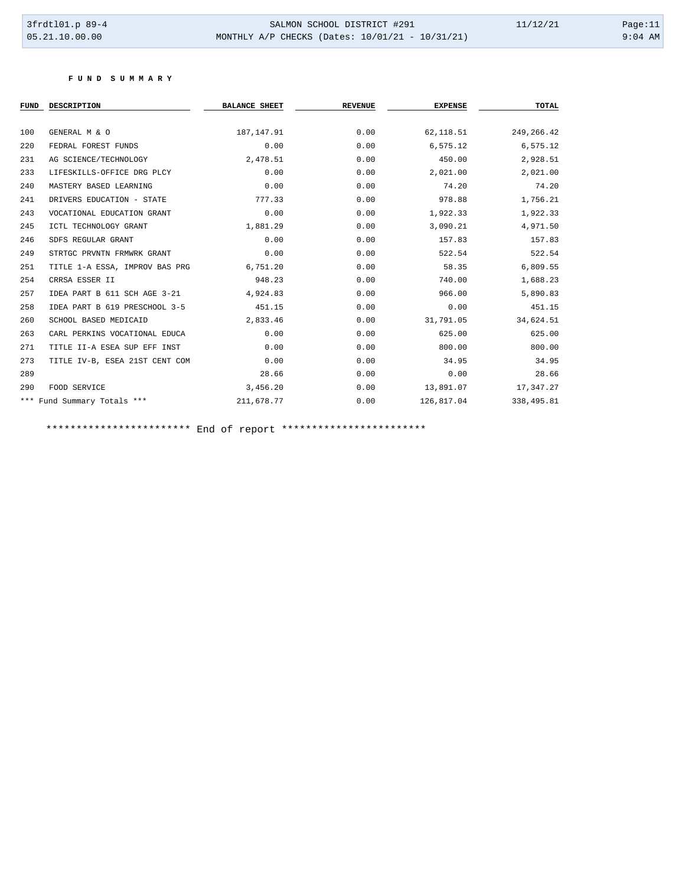**F U N D  S U M M A R Y**

| FUND | DESCRIPTION | BALANCE SHEET | REVENUE | EXPENSE | TOTAL |
|---|---|---|---|---|---|
| 100 | GENERAL M & O | 187,147.91 | 0.00 | 62,118.51 | 249,266.42 |
| 220 | FEDRAL FOREST FUNDS | 0.00 | 0.00 | 6,575.12 | 6,575.12 |
| 231 | AG SCIENCE/TECHNOLOGY | 2,478.51 | 0.00 | 450.00 | 2,928.51 |
| 233 | LIFESKILLS-OFFICE DRG PLCY | 0.00 | 0.00 | 2,021.00 | 2,021.00 |
| 240 | MASTERY BASED LEARNING | 0.00 | 0.00 | 74.20 | 74.20 |
| 241 | DRIVERS EDUCATION - STATE | 777.33 | 0.00 | 978.88 | 1,756.21 |
| 243 | VOCATIONAL EDUCATION GRANT | 0.00 | 0.00 | 1,922.33 | 1,922.33 |
| 245 | ICTL TECHNOLOGY GRANT | 1,881.29 | 0.00 | 3,090.21 | 4,971.50 |
| 246 | SDFS REGULAR GRANT | 0.00 | 0.00 | 157.83 | 157.83 |
| 249 | STRTGC PRVNTN FRMWRK GRANT | 0.00 | 0.00 | 522.54 | 522.54 |
| 251 | TITLE 1-A ESSA, IMPROV BAS PRG | 6,751.20 | 0.00 | 58.35 | 6,809.55 |
| 254 | CRRSA ESSER II | 948.23 | 0.00 | 740.00 | 1,688.23 |
| 257 | IDEA PART B 611 SCH AGE 3-21 | 4,924.83 | 0.00 | 966.00 | 5,890.83 |
| 258 | IDEA PART B 619 PRESCHOOL 3-5 | 451.15 | 0.00 | 0.00 | 451.15 |
| 260 | SCHOOL BASED MEDICAID | 2,833.46 | 0.00 | 31,791.05 | 34,624.51 |
| 263 | CARL PERKINS VOCATIONAL EDUCA | 0.00 | 0.00 | 625.00 | 625.00 |
| 271 | TITLE II-A ESEA SUP EFF INST | 0.00 | 0.00 | 800.00 | 800.00 |
| 273 | TITLE IV-B, ESEA 21ST CENT COM | 0.00 | 0.00 | 34.95 | 34.95 |
| 289 | | 28.66 | 0.00 | 0.00 | 28.66 |
| 290 | FOOD SERVICE | 3,456.20 | 0.00 | 13,891.07 | 17,347.27 |
| *** Fund Summary Totals *** | | 211,678.77 | 0.00 | 126,817.04 | 338,495.81 |

************************ End of report ************************